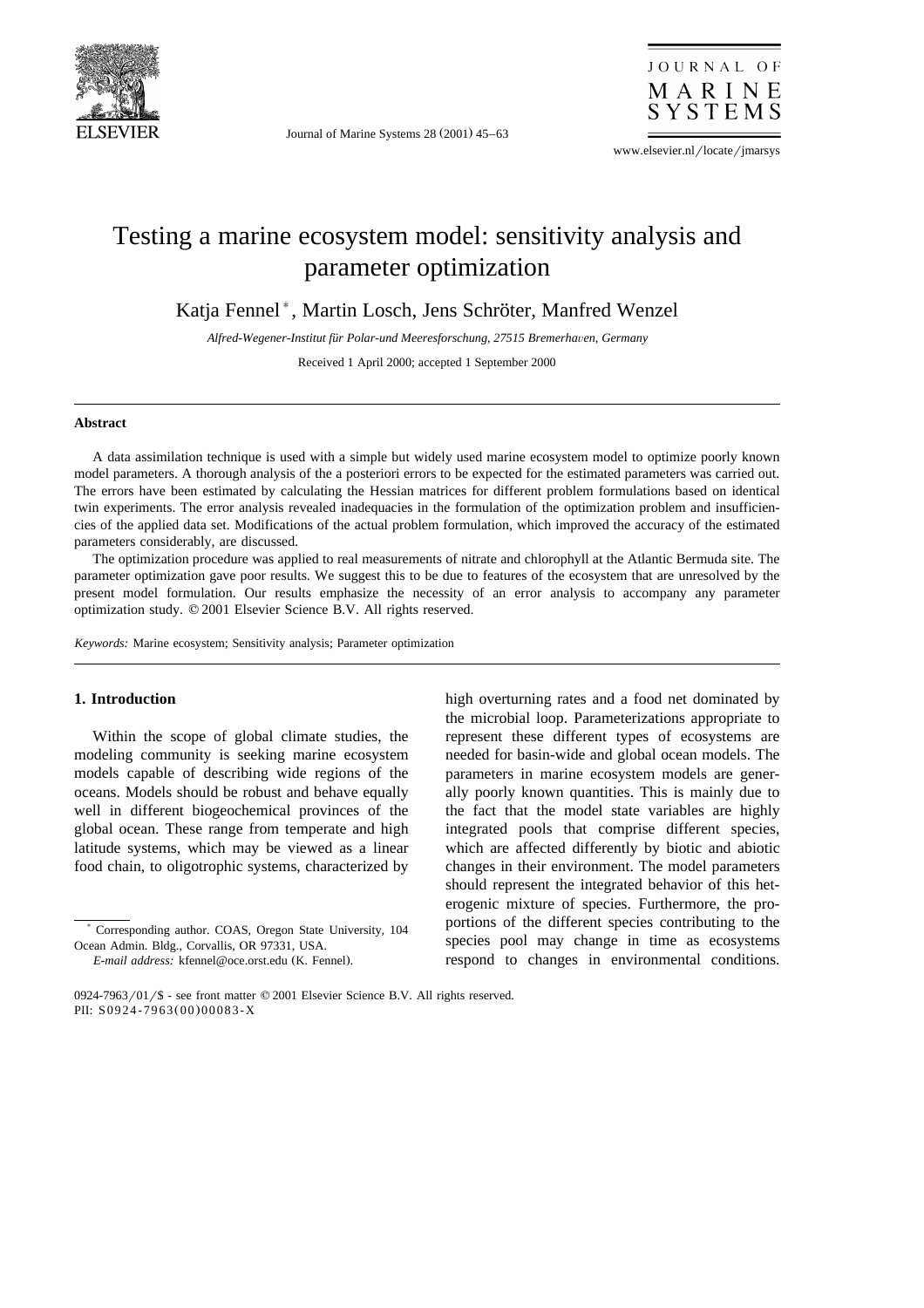# Testing a marine ecosystem model: sensitivity analysis and parameter optimization

Katja Fennel*, Martin Losch, Jens Schröter, Manfred Wenzel

*Alfred-Wegener-Institut für Polar-und Meeresforschung, 27515 Bremerhaven, Germany*

Received 1 April 2000; accepted 1 September 2000

## Abstract

A data assimilation technique is used with a simple but widely used marine ecosystem model to optimize poorly known model parameters. A thorough analysis of the a posteriori errors to be expected for the estimated parameters was carried out. The errors have been estimated by calculating the Hessian matrices for different problem formulations based on identical twin experiments. The error analysis revealed inadequacies in the formulation of the optimization problem and insufficiencies of the applied data set. Modifications of the actual problem formulation, which improved the accuracy of the estimated parameters considerably, are discussed.

The optimization procedure was applied to real measurements of nitrate and chlorophyll at the Atlantic Bermuda site. The parameter optimization gave poor results. We suggest this to be due to features of the ecosystem that are unresolved by the present model formulation. Our results emphasize the necessity of an error analysis to accompany any parameter optimization study. © 2001 Elsevier Science B.V. All rights reserved.

*Keywords:* Marine ecosystem; Sensitivity analysis; Parameter optimization

## 1. Introduction

Within the scope of global climate studies, the modeling community is seeking marine ecosystem models capable of describing wide regions of the oceans. Models should be robust and behave equally well in different biogeochemical provinces of the global ocean. These range from temperate and high latitude systems, which may be viewed as a linear food chain, to oligotrophic systems, characterized by high overturning rates and a food net dominated by the microbial loop. Parameterizations appropriate to represent these different types of ecosystems are needed for basin-wide and global ocean models. The parameters in marine ecosystem models are generally poorly known quantities. This is mainly due to the fact that the model state variables are highly integrated pools that comprise different species, which are affected differently by biotic and abiotic changes in their environment. The model parameters should represent the integrated behavior of this heterogenic mixture of species. Furthermore, the proportions of the different species contributing to the species pool may change in time as ecosystems respond to changes in environmental conditions.

\* Corresponding author. COAS, Oregon State University, 104 Ocean Admin. Bldg., Corvallis, OR 97331, USA.

*E-mail address:* kfennel@oce.orst.edu (K. Fennel).

0924-7963/01/$ - see front matter © 2001 Elsevier Science B.V. All rights reserved.
PII: S0924-7963(00)00083-X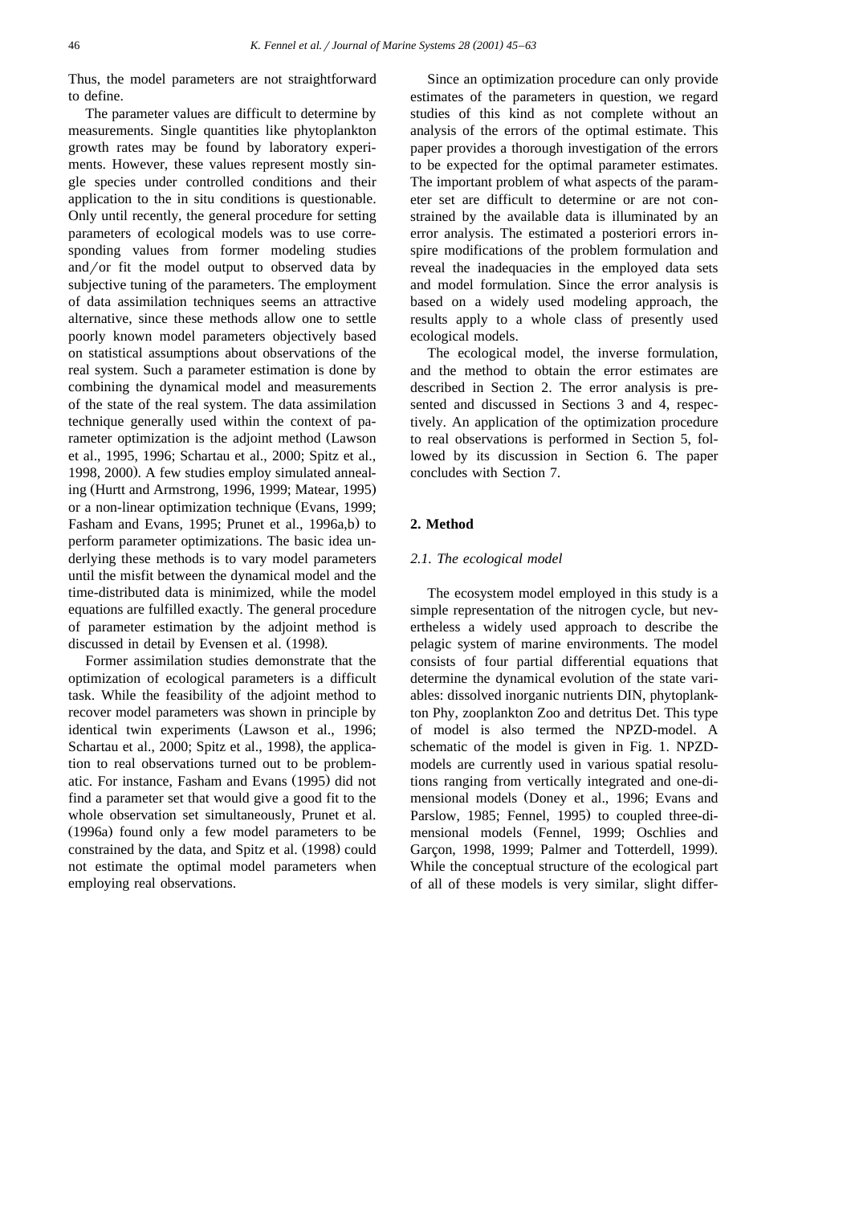Thus, the model parameters are not straightforward to define.

The parameter values are difficult to determine by measurements. Single quantities like phytoplankton growth rates may be found by laboratory experiments. However, these values represent mostly single species under controlled conditions and their application to the in situ conditions is questionable. Only until recently, the general procedure for setting parameters of ecological models was to use corresponding values from former modeling studies and/or fit the model output to observed data by subjective tuning of the parameters. The employment of data assimilation techniques seems an attractive alternative, since these methods allow one to settle poorly known model parameters objectively based on statistical assumptions about observations of the real system. Such a parameter estimation is done by combining the dynamical model and measurements of the state of the real system. The data assimilation technique generally used within the context of parameter optimization is the adjoint method (Lawson et al., 1995, 1996; Schartau et al., 2000; Spitz et al., 1998, 2000). A few studies employ simulated annealing (Hurtt and Armstrong, 1996, 1999; Matear, 1995) or a non-linear optimization technique (Evans, 1999; Fasham and Evans, 1995; Prunet et al., 1996a,b) to perform parameter optimizations. The basic idea underlying these methods is to vary model parameters until the misfit between the dynamical model and the time-distributed data is minimized, while the model equations are fulfilled exactly. The general procedure of parameter estimation by the adjoint method is discussed in detail by Evensen et al. (1998).

Former assimilation studies demonstrate that the optimization of ecological parameters is a difficult task. While the feasibility of the adjoint method to recover model parameters was shown in principle by identical twin experiments (Lawson et al., 1996; Schartau et al., 2000; Spitz et al., 1998), the application to real observations turned out to be problematic. For instance, Fasham and Evans (1995) did not find a parameter set that would give a good fit to the whole observation set simultaneously, Prunet et al. (1996a) found only a few model parameters to be constrained by the data, and Spitz et al. (1998) could not estimate the optimal model parameters when employing real observations.

Since an optimization procedure can only provide estimates of the parameters in question, we regard studies of this kind as not complete without an analysis of the errors of the optimal estimate. This paper provides a thorough investigation of the errors to be expected for the optimal parameter estimates. The important problem of what aspects of the parameter set are difficult to determine or are not constrained by the available data is illuminated by an error analysis. The estimated a posteriori errors inspire modifications of the problem formulation and reveal the inadequacies in the employed data sets and model formulation. Since the error analysis is based on a widely used modeling approach, the results apply to a whole class of presently used ecological models.

The ecological model, the inverse formulation, and the method to obtain the error estimates are described in Section 2. The error analysis is presented and discussed in Sections 3 and 4, respectively. An application of the optimization procedure to real observations is performed in Section 5, followed by its discussion in Section 6. The paper concludes with Section 7.

## 2. Method

### 2.1. The ecological model

The ecosystem model employed in this study is a simple representation of the nitrogen cycle, but nevertheless a widely used approach to describe the pelagic system of marine environments. The model consists of four partial differential equations that determine the dynamical evolution of the state variables: dissolved inorganic nutrients DIN, phytoplankton Phy, zooplankton Zoo and detritus Det. This type of model is also termed the NPZD-model. A schematic of the model is given in Fig. 1. NPZD-models are currently used in various spatial resolutions ranging from vertically integrated and one-dimensional models (Doney et al., 1996; Evans and Parslow, 1985; Fennel, 1995) to coupled three-dimensional models (Fennel, 1999; Oschlies and Garçon, 1998, 1999; Palmer and Totterdell, 1999). While the conceptual structure of the ecological part of all of these models is very similar, slight differ-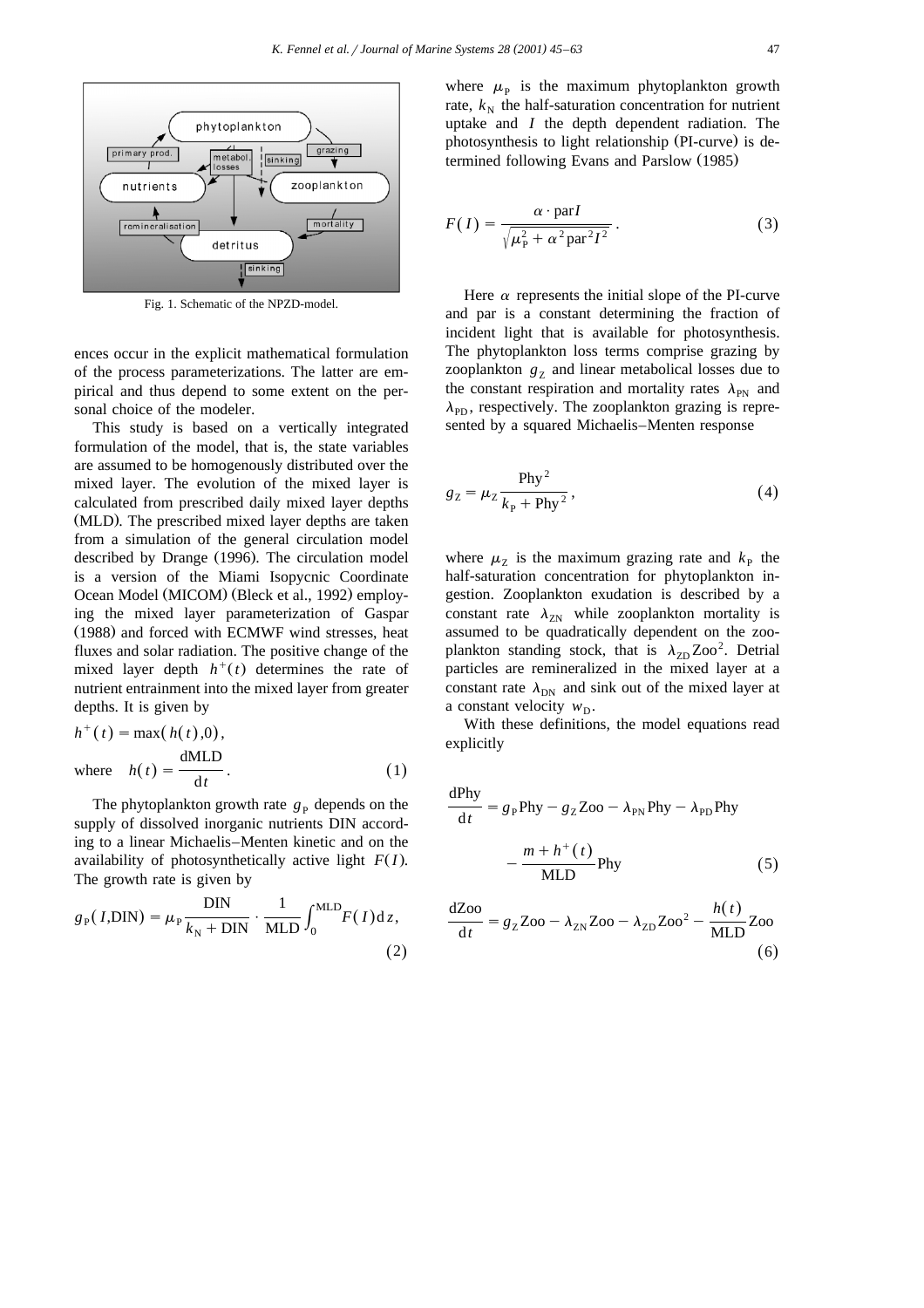Fig. 1. Schematic of the NPZD-model.

ences occur in the explicit mathematical formulation of the process parameterizations. The latter are empirical and thus depend to some extent on the personal choice of the modeler.

This study is based on a vertically integrated formulation of the model, that is, the state variables are assumed to be homogenously distributed over the mixed layer. The evolution of the mixed layer is calculated from prescribed daily mixed layer depths (MLD). The prescribed mixed layer depths are taken from a simulation of the general circulation model described by Drange (1996). The circulation model is a version of the Miami Isopycnic Coordinate Ocean Model (MICOM) (Bleck et al., 1992) employing the mixed layer parameterization of Gaspar (1988) and forced with ECMWF wind stresses, heat fluxes and solar radiation. The positive change of the mixed layer depth $h^{+}(t)$ determines the rate of nutrient entrainment into the mixed layer from greater depths. It is given by

$$h^{+}(t) = \max(h(t),0),$$
$$\text{where} \quad h(t) = \frac{\mathrm{dMLD}}{\mathrm{d}t}. \tag{1}$$

The phytoplankton growth rate $g_{\mathrm{P}}$ depends on the supply of dissolved inorganic nutrients DIN according to a linear Michaelis–Menten kinetic and on the availability of photosynthetically active light $F(I)$. The growth rate is given by

$$g_{\mathrm{P}}(I,\mathrm{DIN}) = \mu_{\mathrm{P}} \frac{\mathrm{DIN}}{k_{\mathrm{N}} + \mathrm{DIN}} \cdot \frac{1}{\mathrm{MLD}} \int_{0}^{\mathrm{MLD}} F(I)\,\mathrm{d}z, \tag{2}$$

where $\mu_{\mathrm{P}}$ is the maximum phytoplankton growth rate, $k_{\mathrm{N}}$ the half-saturation concentration for nutrient uptake and $I$ the depth dependent radiation. The photosynthesis to light relationship (PI-curve) is determined following Evans and Parslow (1985)

$$F(I) = \frac{\alpha \cdot \mathrm{par} I}{\sqrt{\mu_{\mathrm{P}}^{2} + \alpha^{2} \mathrm{par}^{2} I^{2}}}. \tag{3}$$

Here $\alpha$ represents the initial slope of the PI-curve and par is a constant determining the fraction of incident light that is available for photosynthesis. The phytoplankton loss terms comprise grazing by zooplankton $g_{\mathrm{Z}}$ and linear metabolical losses due to the constant respiration and mortality rates $\lambda_{\mathrm{PN}}$ and $\lambda_{\mathrm{PD}}$, respectively. The zooplankton grazing is represented by a squared Michaelis–Menten response

$$g_{\mathrm{Z}} = \mu_{\mathrm{Z}} \frac{\mathrm{Phy}^{2}}{k_{\mathrm{P}} + \mathrm{Phy}^{2}}, \tag{4}$$

where $\mu_{\mathrm{Z}}$ is the maximum grazing rate and $k_{\mathrm{P}}$ the half-saturation concentration for phytoplankton ingestion. Zooplankton exudation is described by a constant rate $\lambda_{\mathrm{ZN}}$ while zooplankton mortality is assumed to be quadratically dependent on the zooplankton standing stock, that is $\lambda_{\mathrm{ZD}}\mathrm{Zoo}^{2}$. Detrial particles are remineralized in the mixed layer at a constant rate $\lambda_{\mathrm{DN}}$ and sink out of the mixed layer at a constant velocity $w_{\mathrm{D}}$.

With these definitions, the model equations read explicitly

$$\frac{\mathrm{dPhy}}{\mathrm{d}t} = g_{\mathrm{P}}\mathrm{Phy} - g_{\mathrm{Z}}\mathrm{Zoo} - \lambda_{\mathrm{PN}}\mathrm{Phy} - \lambda_{\mathrm{PD}}\mathrm{Phy} - \frac{m + h^{+}(t)}{\mathrm{MLD}}\mathrm{Phy} \tag{5}$$

$$\frac{\mathrm{dZoo}}{\mathrm{d}t} = g_{\mathrm{Z}}\mathrm{Zoo} - \lambda_{\mathrm{ZN}}\mathrm{Zoo} - \lambda_{\mathrm{ZD}}\mathrm{Zoo}^{2} - \frac{h(t)}{\mathrm{MLD}}\mathrm{Zoo} \tag{6}$$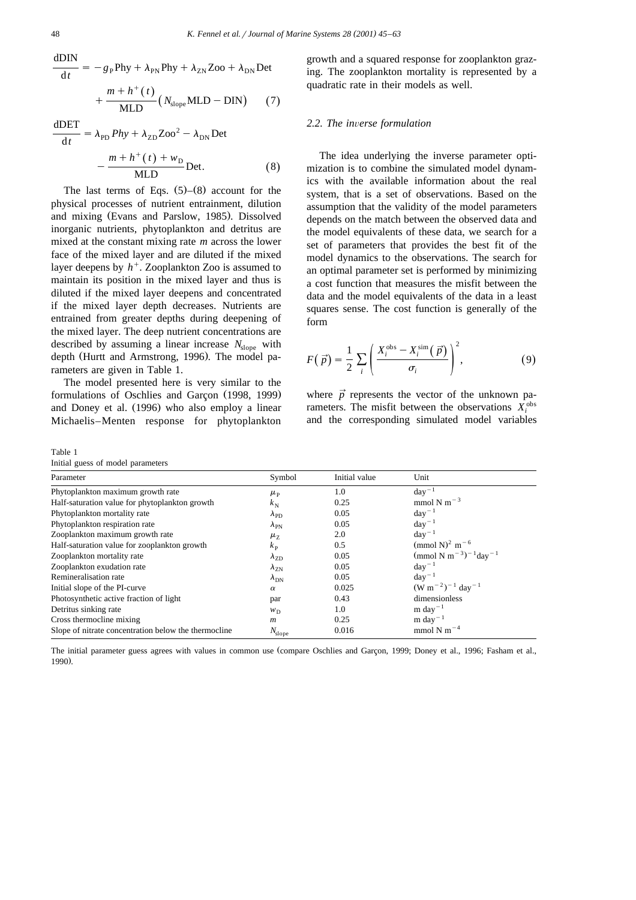$$\frac{\mathrm{dDIN}}{\mathrm{d}t} = -g_{\mathrm{P}}\mathrm{Phy} + \lambda_{\mathrm{PN}}\mathrm{Phy} + \lambda_{\mathrm{ZN}}\mathrm{Zoo} + \lambda_{\mathrm{DN}}\mathrm{Det} + \frac{m + h^{+}(t)}{\mathrm{MLD}}\left(N_{\mathrm{slope}}\mathrm{MLD} - \mathrm{DIN}\right) \quad (7)$$

$$\frac{\mathrm{dDET}}{\mathrm{d}t} = \lambda_{\mathrm{PD}}\,Phy + \lambda_{\mathrm{ZD}}\mathrm{Zoo}^{2} - \lambda_{\mathrm{DN}}\mathrm{Det} - \frac{m + h^{+}(t) + w_{\mathrm{D}}}{\mathrm{MLD}}\mathrm{Det}. \quad (8)$$

The last terms of Eqs. (5)–(8) account for the physical processes of nutrient entrainment, dilution and mixing (Evans and Parslow, 1985). Dissolved inorganic nutrients, phytoplankton and detritus are mixed at the constant mixing rate $m$ across the lower face of the mixed layer and are diluted if the mixed layer deepens by $h^{+}$. Zooplankton Zoo is assumed to maintain its position in the mixed layer and thus is diluted if the mixed layer deepens and concentrated if the mixed layer depth decreases. Nutrients are entrained from greater depths during deepening of the mixed layer. The deep nutrient concentrations are described by assuming a linear increase $N_{\mathrm{slope}}$ with depth (Hurtt and Armstrong, 1996). The model parameters are given in Table 1.

The model presented here is very similar to the formulations of Oschlies and Garçon (1998, 1999) and Doney et al. (1996) who also employ a linear Michaelis–Menten response for phytoplankton growth and a squared response for zooplankton grazing. The zooplankton mortality is represented by a quadratic rate in their models as well.

### 2.2. The inverse formulation

The idea underlying the inverse parameter optimization is to combine the simulated model dynamics with the available information about the real system, that is a set of observations. Based on the assumption that the validity of the model parameters depends on the match between the observed data and the model equivalents of these data, we search for a set of parameters that provides the best fit of the model dynamics to the observations. The search for an optimal parameter set is performed by minimizing a cost function that measures the misfit between the data and the model equivalents of the data in a least squares sense. The cost function is generally of the form

$$F(\vec{p}) = \frac{1}{2}\sum_{i}\left(\frac{X_i^{\mathrm{obs}} - X_i^{\mathrm{sim}}(\vec{p})}{\sigma_i}\right)^{2}, \quad (9)$$

where $\vec{p}$ represents the vector of the unknown parameters. The misfit between the observations $X_i^{\mathrm{obs}}$ and the corresponding simulated model variables

Table 1
Initial guess of model parameters

| Parameter | Symbol | Initial value | Unit |
|---|---|---|---|
| Phytoplankton maximum growth rate | $\mu_{\mathrm{P}}$ | 1.0 | $\mathrm{day}^{-1}$ |
| Half-saturation value for phytoplankton growth | $k_{\mathrm{N}}$ | 0.25 | $\mathrm{mmol\ N\ m^{-3}}$ |
| Phytoplankton mortality rate | $\lambda_{\mathrm{PD}}$ | 0.05 | $\mathrm{day}^{-1}$ |
| Phytoplankton respiration rate | $\lambda_{\mathrm{PN}}$ | 0.05 | $\mathrm{day}^{-1}$ |
| Zooplankton maximum growth rate | $\mu_{\mathrm{Z}}$ | 2.0 | $\mathrm{day}^{-1}$ |
| Half-saturation value for zooplankton growth | $k_{\mathrm{P}}$ | 0.5 | $\mathrm{(mmol\ N)^{2}\ m^{-6}}$ |
| Zooplankton mortality rate | $\lambda_{\mathrm{ZD}}$ | 0.05 | $\mathrm{(mmol\ N\ m^{-3})^{-1}day^{-1}}$ |
| Zooplankton exudation rate | $\lambda_{\mathrm{ZN}}$ | 0.05 | $\mathrm{day}^{-1}$ |
| Remineralisation rate | $\lambda_{\mathrm{DN}}$ | 0.05 | $\mathrm{day}^{-1}$ |
| Initial slope of the PI-curve | $\alpha$ | 0.025 | $\mathrm{(W\ m^{-2})^{-1}\ day^{-1}}$ |
| Photosynthetic active fraction of light | par | 0.43 | dimensionless |
| Detritus sinking rate | $w_{\mathrm{D}}$ | 1.0 | $\mathrm{m\ day^{-1}}$ |
| Cross thermocline mixing | $m$ | 0.25 | $\mathrm{m\ day^{-1}}$ |
| Slope of nitrate concentration below the thermocline | $N_{\mathrm{slope}}$ | 0.016 | $\mathrm{mmol\ N\ m^{-4}}$ |

The initial parameter guess agrees with values in common use (compare Oschlies and Garçon, 1999; Doney et al., 1996; Fasham et al., 1990).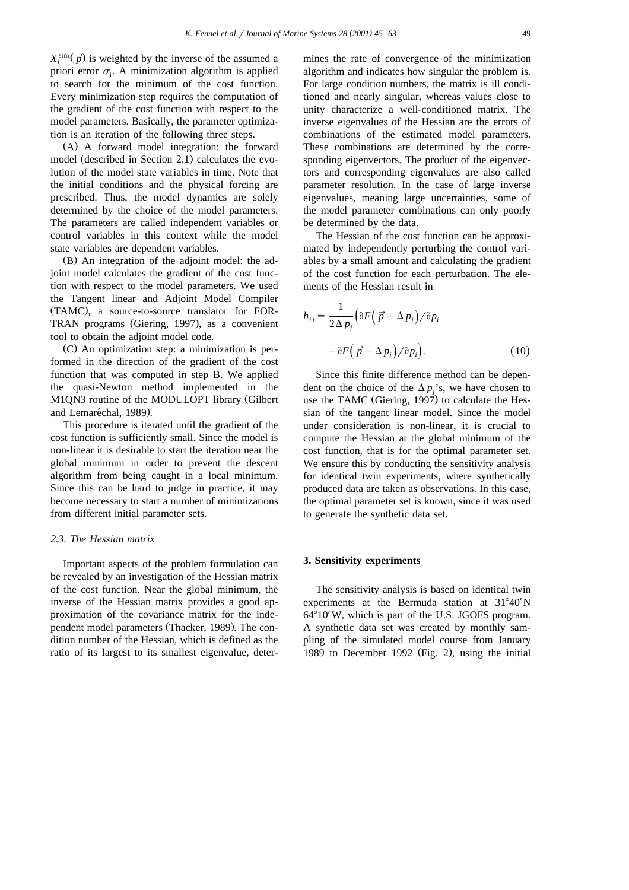$X_i^{\mathrm{sim}}(\vec{p})$ is weighted by the inverse of the assumed a priori error $\sigma_i$. A minimization algorithm is applied to search for the minimum of the cost function. Every minimization step requires the computation of the gradient of the cost function with respect to the model parameters. Basically, the parameter optimization is an iteration of the following three steps.

(A) A forward model integration: the forward model (described in Section 2.1) calculates the evolution of the model state variables in time. Note that the initial conditions and the physical forcing are prescribed. Thus, the model dynamics are solely determined by the choice of the model parameters. The parameters are called independent variables or control variables in this context while the model state variables are dependent variables.

(B) An integration of the adjoint model: the adjoint model calculates the gradient of the cost function with respect to the model parameters. We used the Tangent linear and Adjoint Model Compiler (TAMC), a source-to-source translator for FORTRAN programs (Giering, 1997), as a convenient tool to obtain the adjoint model code.

(C) An optimization step: a minimization is performed in the direction of the gradient of the cost function that was computed in step B. We applied the quasi-Newton method implemented in the M1QN3 routine of the MODULOPT library (Gilbert and Lemaréchal, 1989).

This procedure is iterated until the gradient of the cost function is sufficiently small. Since the model is non-linear it is desirable to start the iteration near the global minimum in order to prevent the descent algorithm from being caught in a local minimum. Since this can be hard to judge in practice, it may become necessary to start a number of minimizations from different initial parameter sets.

### 2.3. The Hessian matrix

Important aspects of the problem formulation can be revealed by an investigation of the Hessian matrix of the cost function. Near the global minimum, the inverse of the Hessian matrix provides a good approximation of the covariance matrix for the independent model parameters (Thacker, 1989). The condition number of the Hessian, which is defined as the ratio of its largest to its smallest eigenvalue, determines the rate of convergence of the minimization algorithm and indicates how singular the problem is. For large condition numbers, the matrix is ill conditioned and nearly singular, whereas values close to unity characterize a well-conditioned matrix. The inverse eigenvalues of the Hessian are the errors of combinations of the estimated model parameters. These combinations are determined by the corresponding eigenvectors. The product of the eigenvectors and corresponding eigenvalues are also called parameter resolution. In the case of large inverse eigenvalues, meaning large uncertainties, some of the model parameter combinations can only poorly be determined by the data.

The Hessian of the cost function can be approximated by independently perturbing the control variables by a small amount and calculating the gradient of the cost function for each perturbation. The elements of the Hessian result in

$$h_{ij} = \frac{1}{2\Delta p_j}\left(\partial F\left(\vec{p} + \Delta p_j\right)/\partial p_i - \partial F\left(\vec{p} - \Delta p_j\right)/\partial p_i\right). \tag{10}$$

Since this finite difference method can be dependent on the choice of the $\Delta p_j$'s, we have chosen to use the TAMC (Giering, 1997) to calculate the Hessian of the tangent linear model. Since the model under consideration is non-linear, it is crucial to compute the Hessian at the global minimum of the cost function, that is for the optimal parameter set. We ensure this by conducting the sensitivity analysis for identical twin experiments, where synthetically produced data are taken as observations. In this case, the optimal parameter set is known, since it was used to generate the synthetic data set.

## 3. Sensitivity experiments

The sensitivity analysis is based on identical twin experiments at the Bermuda station at 31°40′N 64°10′W, which is part of the U.S. JGOFS program. A synthetic data set was created by monthly sampling of the simulated model course from January 1989 to December 1992 (Fig. 2), using the initial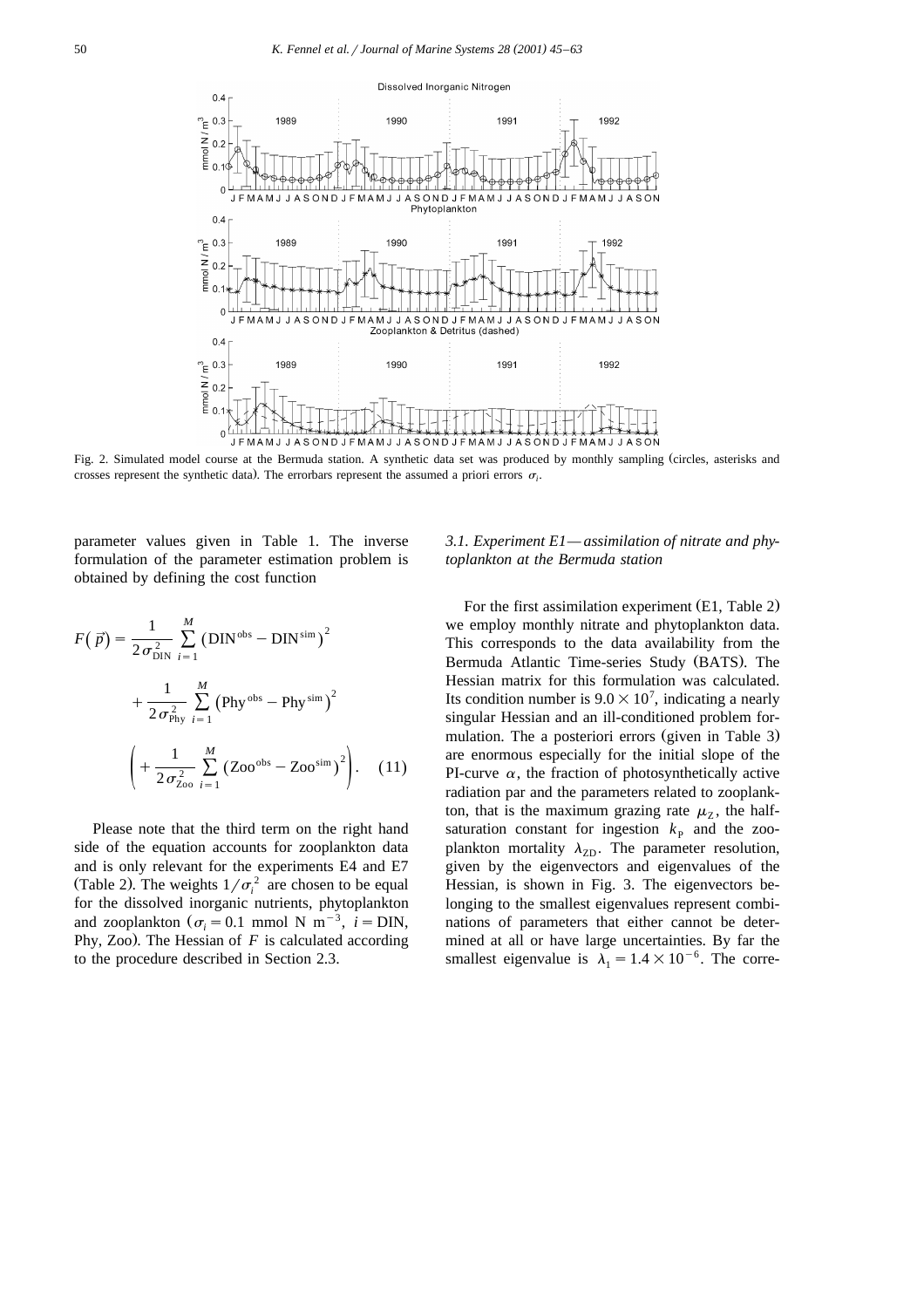Fig. 2. Simulated model course at the Bermuda station. A synthetic data set was produced by monthly sampling (circles, asterisks and crosses represent the synthetic data). The errorbars represent the assumed a priori errors $\sigma_i$.

parameter values given in Table 1. The inverse formulation of the parameter estimation problem is obtained by defining the cost function

$$F(\vec{p}) = \frac{1}{2\sigma_{\mathrm{DIN}}^2} \sum_{i=1}^{M} \left(\mathrm{DIN}^{\mathrm{obs}} - \mathrm{DIN}^{\mathrm{sim}}\right)^2 + \frac{1}{2\sigma_{\mathrm{Phy}}^2} \sum_{i=1}^{M} \left(\mathrm{Phy}^{\mathrm{obs}} - \mathrm{Phy}^{\mathrm{sim}}\right)^2 \left( + \frac{1}{2\sigma_{\mathrm{Zoo}}^2} \sum_{i=1}^{M} \left(\mathrm{Zoo}^{\mathrm{obs}} - \mathrm{Zoo}^{\mathrm{sim}}\right)^2 \right). \quad (11)$$

Please note that the third term on the right hand side of the equation accounts for zooplankton data and is only relevant for the experiments E4 and E7 (Table 2). The weights $1/\sigma_i^2$ are chosen to be equal for the dissolved inorganic nutrients, phytoplankton and zooplankton ($\sigma_i = 0.1$ mmol N m$^{-3}$, $i =$ DIN, Phy, Zoo). The Hessian of $F$ is calculated according to the procedure described in Section 2.3.

### 3.1. Experiment E1—assimilation of nitrate and phytoplankton at the Bermuda station

For the first assimilation experiment (E1, Table 2) we employ monthly nitrate and phytoplankton data. This corresponds to the data availability from the Bermuda Atlantic Time-series Study (BATS). The Hessian matrix for this formulation was calculated. Its condition number is $9.0 \times 10^7$, indicating a nearly singular Hessian and an ill-conditioned problem formulation. The a posteriori errors (given in Table 3) are enormous especially for the initial slope of the PI-curve $\alpha$, the fraction of photosynthetically active radiation par and the parameters related to zooplankton, that is the maximum grazing rate $\mu_Z$, the half-saturation constant for ingestion $k_P$ and the zooplankton mortality $\lambda_{ZD}$. The parameter resolution, given by the eigenvectors and eigenvalues of the Hessian, is shown in Fig. 3. The eigenvectors belonging to the smallest eigenvalues represent combinations of parameters that either cannot be determined at all or have large uncertainties. By far the smallest eigenvalue is $\lambda_1 = 1.4 \times 10^{-6}$. The corre-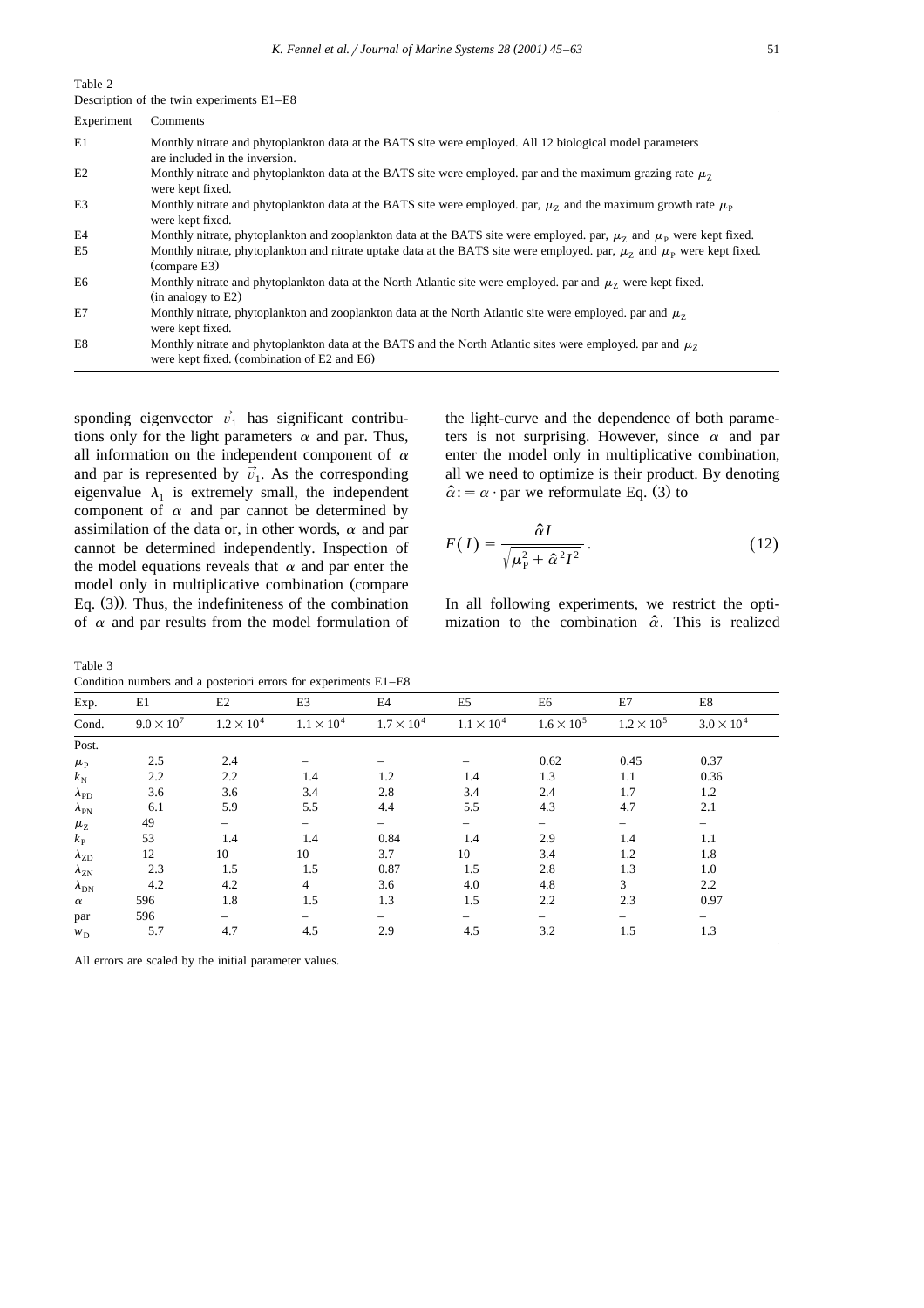Table 2
Description of the twin experiments E1–E8

| Experiment | Comments |
|---|---|
| E1 | Monthly nitrate and phytoplankton data at the BATS site were employed. All 12 biological model parameters are included in the inversion. |
| E2 | Monthly nitrate and phytoplankton data at the BATS site were employed. par and the maximum grazing rate $\mu_Z$ were kept fixed. |
| E3 | Monthly nitrate and phytoplankton data at the BATS site were employed. par, $\mu_Z$ and the maximum growth rate $\mu_P$ were kept fixed. |
| E4 | Monthly nitrate, phytoplankton and zooplankton data at the BATS site were employed. par, $\mu_Z$ and $\mu_P$ were kept fixed. |
| E5 | Monthly nitrate, phytoplankton and nitrate uptake data at the BATS site were employed. par, $\mu_Z$ and $\mu_P$ were kept fixed. (compare E3) |
| E6 | Monthly nitrate and phytoplankton data at the North Atlantic site were employed. par and $\mu_Z$ were kept fixed. (in analogy to E2) |
| E7 | Monthly nitrate, phytoplankton and zooplankton data at the North Atlantic site were employed. par and $\mu_Z$ were kept fixed. |
| E8 | Monthly nitrate and phytoplankton data at the BATS and the North Atlantic sites were employed. par and $\mu_Z$ were kept fixed. (combination of E2 and E6) |

sponding eigenvector $\vec{v}_1$ has significant contributions only for the light parameters $\alpha$ and par. Thus, all information on the independent component of $\alpha$ and par is represented by $\vec{v}_1$. As the corresponding eigenvalue $\lambda_1$ is extremely small, the independent component of $\alpha$ and par cannot be determined by assimilation of the data or, in other words, $\alpha$ and par cannot be determined independently. Inspection of the model equations reveals that $\alpha$ and par enter the model only in multiplicative combination (compare Eq. (3)). Thus, the indefiniteness of the combination of $\alpha$ and par results from the model formulation of the light-curve and the dependence of both parameters is not surprising. However, since $\alpha$ and par enter the model only in multiplicative combination, all we need to optimize is their product. By denoting $\hat{\alpha} := \alpha \cdot \text{par}$ we reformulate Eq. (3) to

$$F(I) = \frac{\hat{\alpha} I}{\sqrt{\mu_P^2 + \hat{\alpha}^2 I^2}}. \tag{12}$$

In all following experiments, we restrict the optimization to the combination $\hat{\alpha}$. This is realized

Table 3
Condition numbers and a posteriori errors for experiments E1–E8

| Exp. | E1 | E2 | E3 | E4 | E5 | E6 | E7 | E8 |
|---|---|---|---|---|---|---|---|---|
| Cond. | $9.0 \times 10^7$ | $1.2 \times 10^4$ | $1.1 \times 10^4$ | $1.7 \times 10^4$ | $1.1 \times 10^4$ | $1.6 \times 10^5$ | $1.2 \times 10^5$ | $3.0 \times 10^4$ |
| Post. | | | | | | | | |
| $\mu_P$ | 2.5 | 2.4 | – | – | – | 0.62 | 0.45 | 0.37 |
| $k_N$ | 2.2 | 2.2 | 1.4 | 1.2 | 1.4 | 1.3 | 1.1 | 0.36 |
| $\lambda_{PD}$ | 3.6 | 3.6 | 3.4 | 2.8 | 3.4 | 2.4 | 1.7 | 1.2 |
| $\lambda_{PN}$ | 6.1 | 5.9 | 5.5 | 4.4 | 5.5 | 4.3 | 4.7 | 2.1 |
| $\mu_Z$ | 49 | – | – | – | – | – | – | – |
| $k_P$ | 53 | 1.4 | 1.4 | 0.84 | 1.4 | 2.9 | 1.4 | 1.1 |
| $\lambda_{ZD}$ | 12 | 10 | 10 | 3.7 | 10 | 3.4 | 1.2 | 1.8 |
| $\lambda_{ZN}$ | 2.3 | 1.5 | 1.5 | 0.87 | 1.5 | 2.8 | 1.3 | 1.0 |
| $\lambda_{DN}$ | 4.2 | 4.2 | 4 | 3.6 | 4.0 | 4.8 | 3 | 2.2 |
| $\alpha$ | 596 | 1.8 | 1.5 | 1.3 | 1.5 | 2.2 | 2.3 | 0.97 |
| par | 596 | – | – | – | – | – | – | – |
| $w_D$ | 5.7 | 4.7 | 4.5 | 2.9 | 4.5 | 3.2 | 1.5 | 1.3 |

All errors are scaled by the initial parameter values.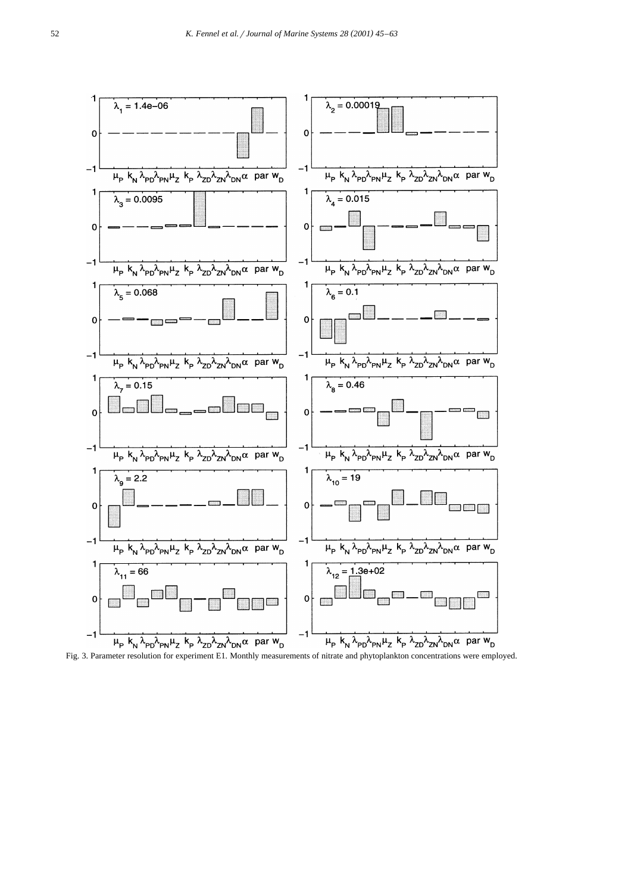Fig. 3. Parameter resolution for experiment E1. Monthly measurements of nitrate and phytoplankton concentrations were employed.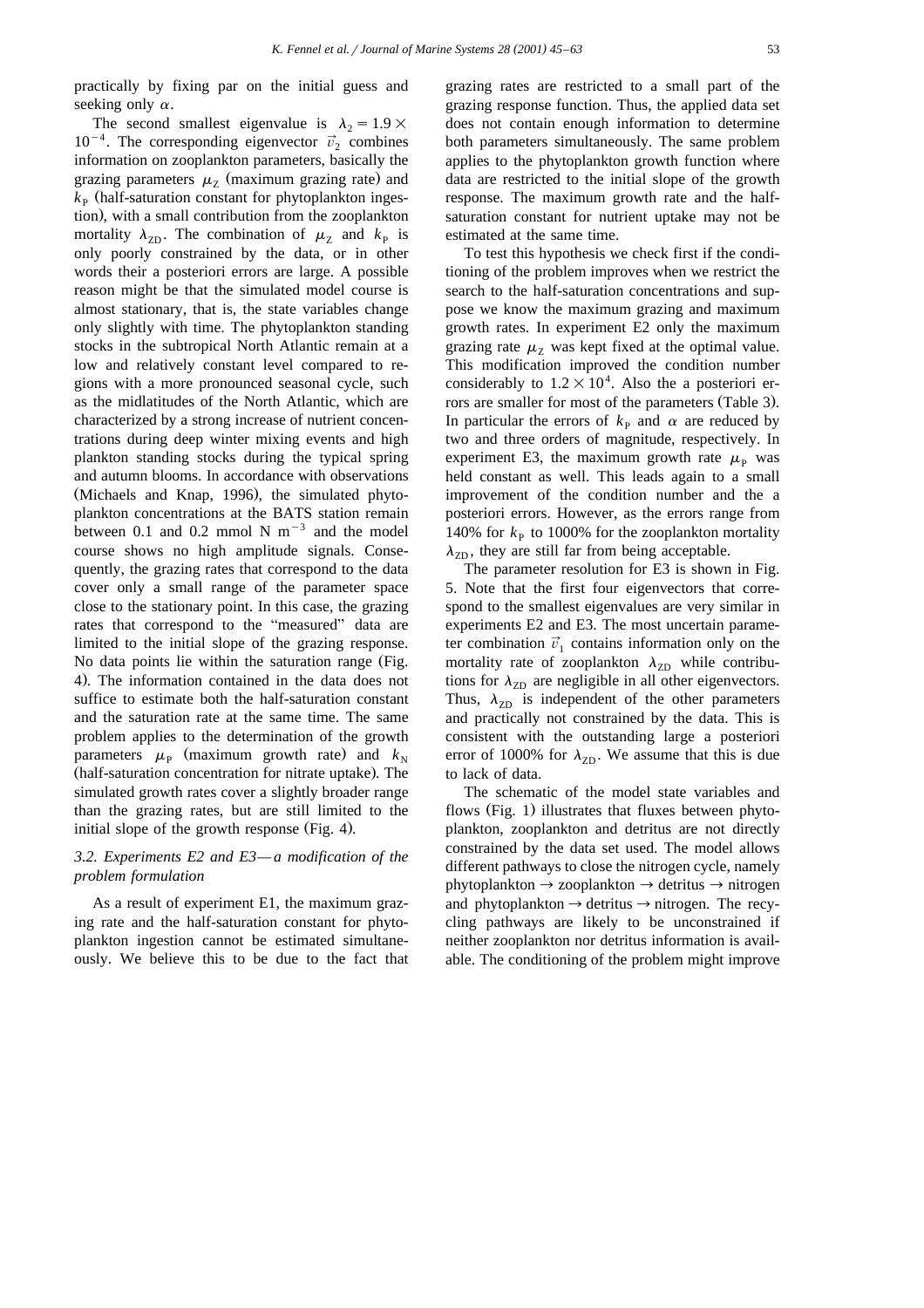practically by fixing par on the initial guess and seeking only $\alpha$.

The second smallest eigenvalue is $\lambda_2 = 1.9 \times 10^{-4}$. The corresponding eigenvector $\vec{v}_2$ combines information on zooplankton parameters, basically the grazing parameters $\mu_Z$ (maximum grazing rate) and $k_P$ (half-saturation constant for phytoplankton ingestion), with a small contribution from the zooplankton mortality $\lambda_{ZD}$. The combination of $\mu_Z$ and $k_P$ is only poorly constrained by the data, or in other words their a posteriori errors are large. A possible reason might be that the simulated model course is almost stationary, that is, the state variables change only slightly with time. The phytoplankton standing stocks in the subtropical North Atlantic remain at a low and relatively constant level compared to regions with a more pronounced seasonal cycle, such as the midlatitudes of the North Atlantic, which are characterized by a strong increase of nutrient concentrations during deep winter mixing events and high plankton standing stocks during the typical spring and autumn blooms. In accordance with observations (Michaels and Knap, 1996), the simulated phytoplankton concentrations at the BATS station remain between 0.1 and 0.2 mmol N $m^{-3}$ and the model course shows no high amplitude signals. Consequently, the grazing rates that correspond to the data cover only a small range of the parameter space close to the stationary point. In this case, the grazing rates that correspond to the "measured" data are limited to the initial slope of the grazing response. No data points lie within the saturation range (Fig. 4). The information contained in the data does not suffice to estimate both the half-saturation constant and the saturation rate at the same time. The same problem applies to the determination of the growth parameters $\mu_P$ (maximum growth rate) and $k_N$ (half-saturation concentration for nitrate uptake). The simulated growth rates cover a slightly broader range than the grazing rates, but are still limited to the initial slope of the growth response (Fig. 4).

### 3.2. Experiments E2 and E3—a modification of the problem formulation

As a result of experiment E1, the maximum grazing rate and the half-saturation constant for phytoplankton ingestion cannot be estimated simultaneously. We believe this to be due to the fact that grazing rates are restricted to a small part of the grazing response function. Thus, the applied data set does not contain enough information to determine both parameters simultaneously. The same problem applies to the phytoplankton growth function where data are restricted to the initial slope of the growth response. The maximum growth rate and the half-saturation constant for nutrient uptake may not be estimated at the same time.

To test this hypothesis we check first if the conditioning of the problem improves when we restrict the search to the half-saturation concentrations and suppose we know the maximum grazing and maximum growth rates. In experiment E2 only the maximum grazing rate $\mu_Z$ was kept fixed at the optimal value. This modification improved the condition number considerably to $1.2 \times 10^4$. Also the a posteriori errors are smaller for most of the parameters (Table 3). In particular the errors of $k_P$ and $\alpha$ are reduced by two and three orders of magnitude, respectively. In experiment E3, the maximum growth rate $\mu_P$ was held constant as well. This leads again to a small improvement of the condition number and the a posteriori errors. However, as the errors range from 140% for $k_P$ to 1000% for the zooplankton mortality $\lambda_{ZD}$, they are still far from being acceptable.

The parameter resolution for E3 is shown in Fig. 5. Note that the first four eigenvectors that correspond to the smallest eigenvalues are very similar in experiments E2 and E3. The most uncertain parameter combination $\vec{v}_1$ contains information only on the mortality rate of zooplankton $\lambda_{ZD}$ while contributions for $\lambda_{ZD}$ are negligible in all other eigenvectors. Thus, $\lambda_{ZD}$ is independent of the other parameters and practically not constrained by the data. This is consistent with the outstanding large a posteriori error of 1000% for $\lambda_{ZD}$. We assume that this is due to lack of data.

The schematic of the model state variables and flows (Fig. 1) illustrates that fluxes between phytoplankton, zooplankton and detritus are not directly constrained by the data set used. The model allows different pathways to close the nitrogen cycle, namely phytoplankton → zooplankton → detritus → nitrogen and phytoplankton → detritus → nitrogen. The recycling pathways are likely to be unconstrained if neither zooplankton nor detritus information is available. The conditioning of the problem might improve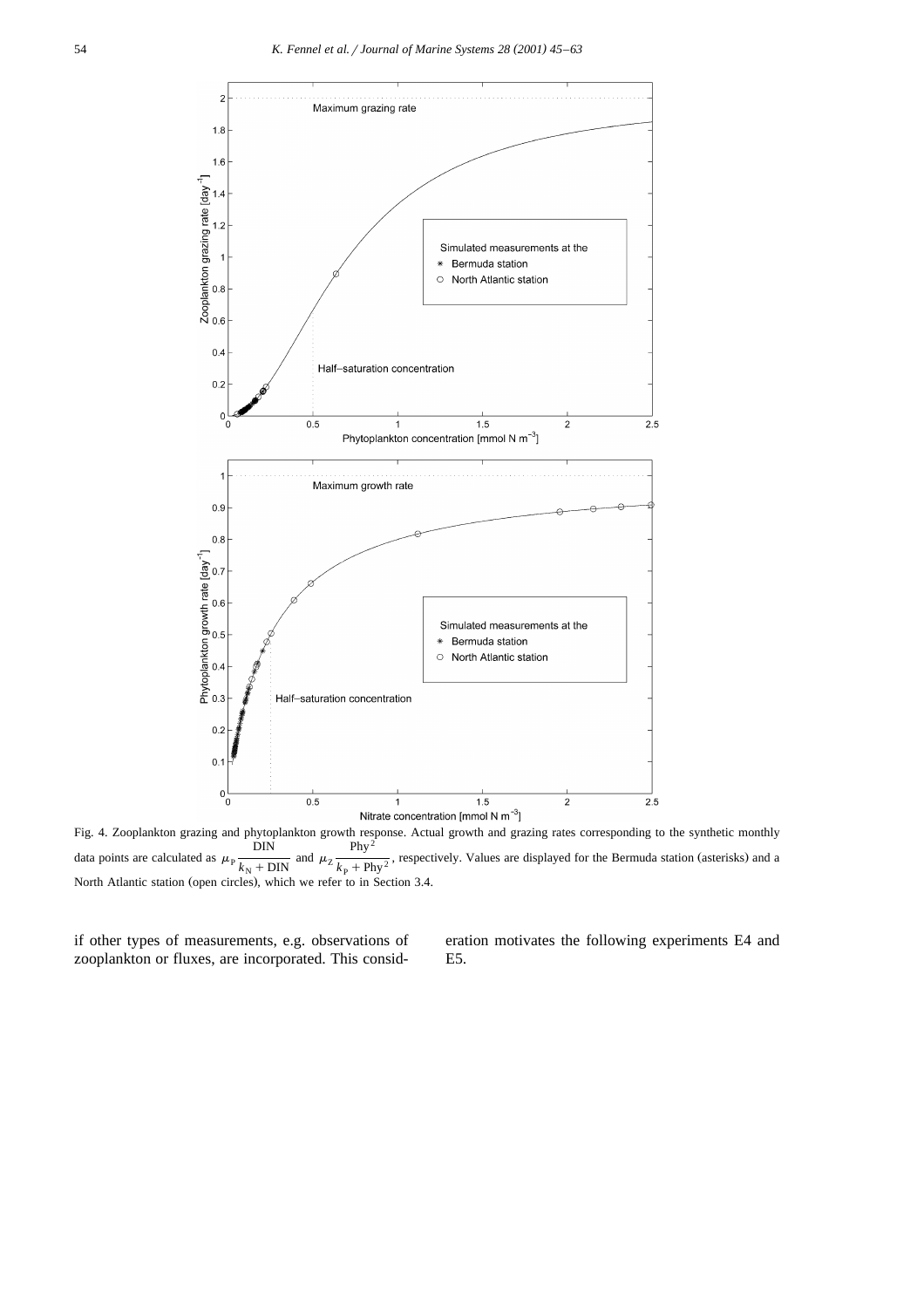Fig. 4. Zooplankton grazing and phytoplankton growth response. Actual growth and grazing rates corresponding to the synthetic monthly data points are calculated as $\mu_P \frac{\text{DIN}}{k_N + \text{DIN}}$ and $\mu_Z \frac{\text{Phy}^2}{k_P + \text{Phy}^2}$, respectively. Values are displayed for the Bermuda station (asterisks) and a North Atlantic station (open circles), which we refer to in Section 3.4.

if other types of measurements, e.g. observations of zooplankton or fluxes, are incorporated. This consideration motivates the following experiments E4 and E5.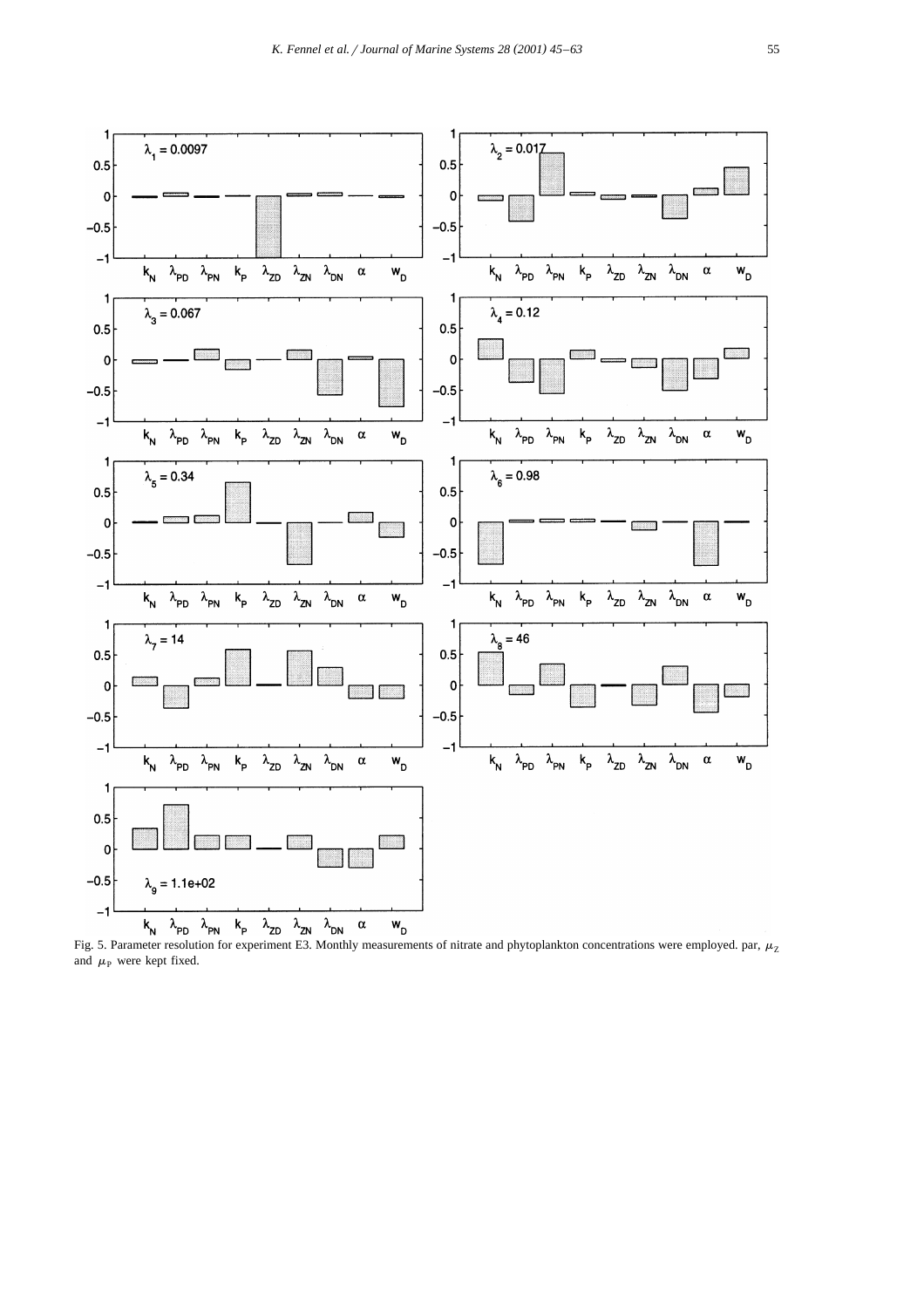Fig. 5. Parameter resolution for experiment E3. Monthly measurements of nitrate and phytoplankton concentrations were employed. par, $\mu_Z$ and $\mu_P$ were kept fixed.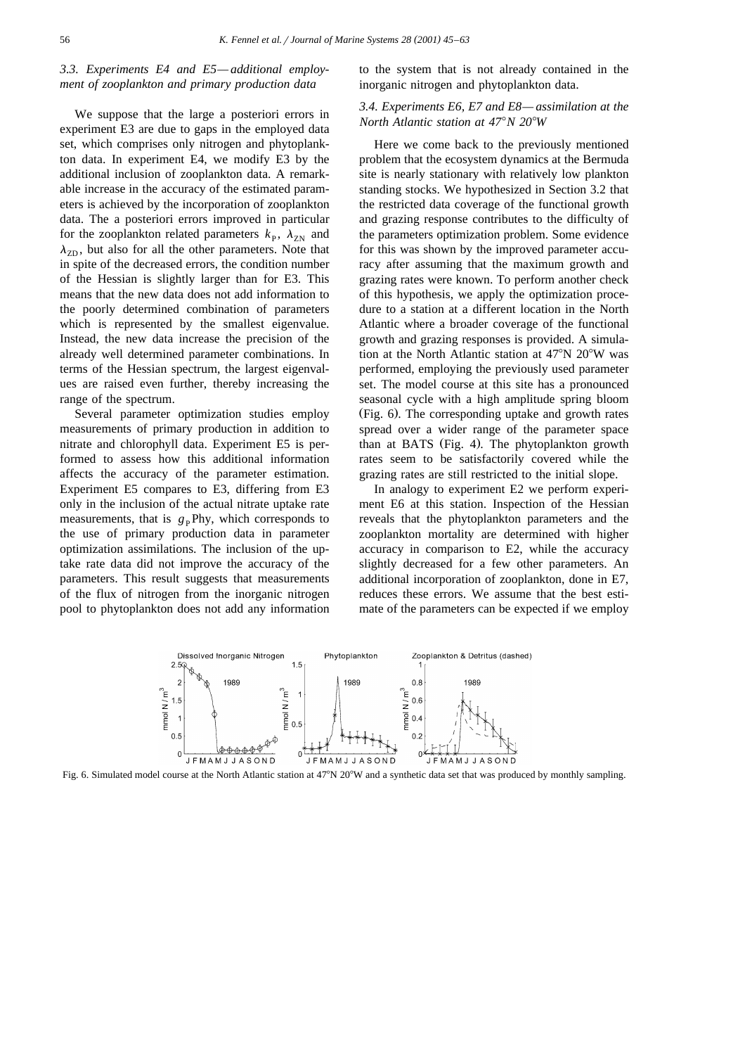### 3.3. Experiments E4 and E5—additional employment of zooplankton and primary production data

We suppose that the large a posteriori errors in experiment E3 are due to gaps in the employed data set, which comprises only nitrogen and phytoplankton data. In experiment E4, we modify E3 by the additional inclusion of zooplankton data. A remarkable increase in the accuracy of the estimated parameters is achieved by the incorporation of zooplankton data. The a posteriori errors improved in particular for the zooplankton related parameters $k_P$, $\lambda_{ZN}$ and $\lambda_{ZD}$, but also for all the other parameters. Note that in spite of the decreased errors, the condition number of the Hessian is slightly larger than for E3. This means that the new data does not add information to the poorly determined combination of parameters which is represented by the smallest eigenvalue. Instead, the new data increase the precision of the already well determined parameter combinations. In terms of the Hessian spectrum, the largest eigenvalues are raised even further, thereby increasing the range of the spectrum.

Several parameter optimization studies employ measurements of primary production in addition to nitrate and chlorophyll data. Experiment E5 is performed to assess how this additional information affects the accuracy of the parameter estimation. Experiment E5 compares to E3, differing from E3 only in the inclusion of the actual nitrate uptake rate measurements, that is $g_P$Phy, which corresponds to the use of primary production data in parameter optimization assimilations. The inclusion of the uptake rate data did not improve the accuracy of the parameters. This result suggests that measurements of the flux of nitrogen from the inorganic nitrogen pool to phytoplankton does not add any information to the system that is not already contained in the inorganic nitrogen and phytoplankton data.

### 3.4. Experiments E6, E7 and E8—assimilation at the North Atlantic station at 47°N 20°W

Here we come back to the previously mentioned problem that the ecosystem dynamics at the Bermuda site is nearly stationary with relatively low plankton standing stocks. We hypothesized in Section 3.2 that the restricted data coverage of the functional growth and grazing response contributes to the difficulty of the parameters optimization problem. Some evidence for this was shown by the improved parameter accuracy after assuming that the maximum growth and grazing rates were known. To perform another check of this hypothesis, we apply the optimization procedure to a station at a different location in the North Atlantic where a broader coverage of the functional growth and grazing responses is provided. A simulation at the North Atlantic station at 47°N 20°W was performed, employing the previously used parameter set. The model course at this site has a pronounced seasonal cycle with a high amplitude spring bloom (Fig. 6). The corresponding uptake and growth rates spread over a wider range of the parameter space than at BATS (Fig. 4). The phytoplankton growth rates seem to be satisfactorily covered while the grazing rates are still restricted to the initial slope.

In analogy to experiment E2 we perform experiment E6 at this station. Inspection of the Hessian reveals that the phytoplankton parameters and the zooplankton mortality are determined with higher accuracy in comparison to E2, while the accuracy slightly decreased for a few other parameters. An additional incorporation of zooplankton, done in E7, reduces these errors. We assume that the best estimate of the parameters can be expected if we employ

Fig. 6. Simulated model course at the North Atlantic station at 47°N 20°W and a synthetic data set that was produced by monthly sampling.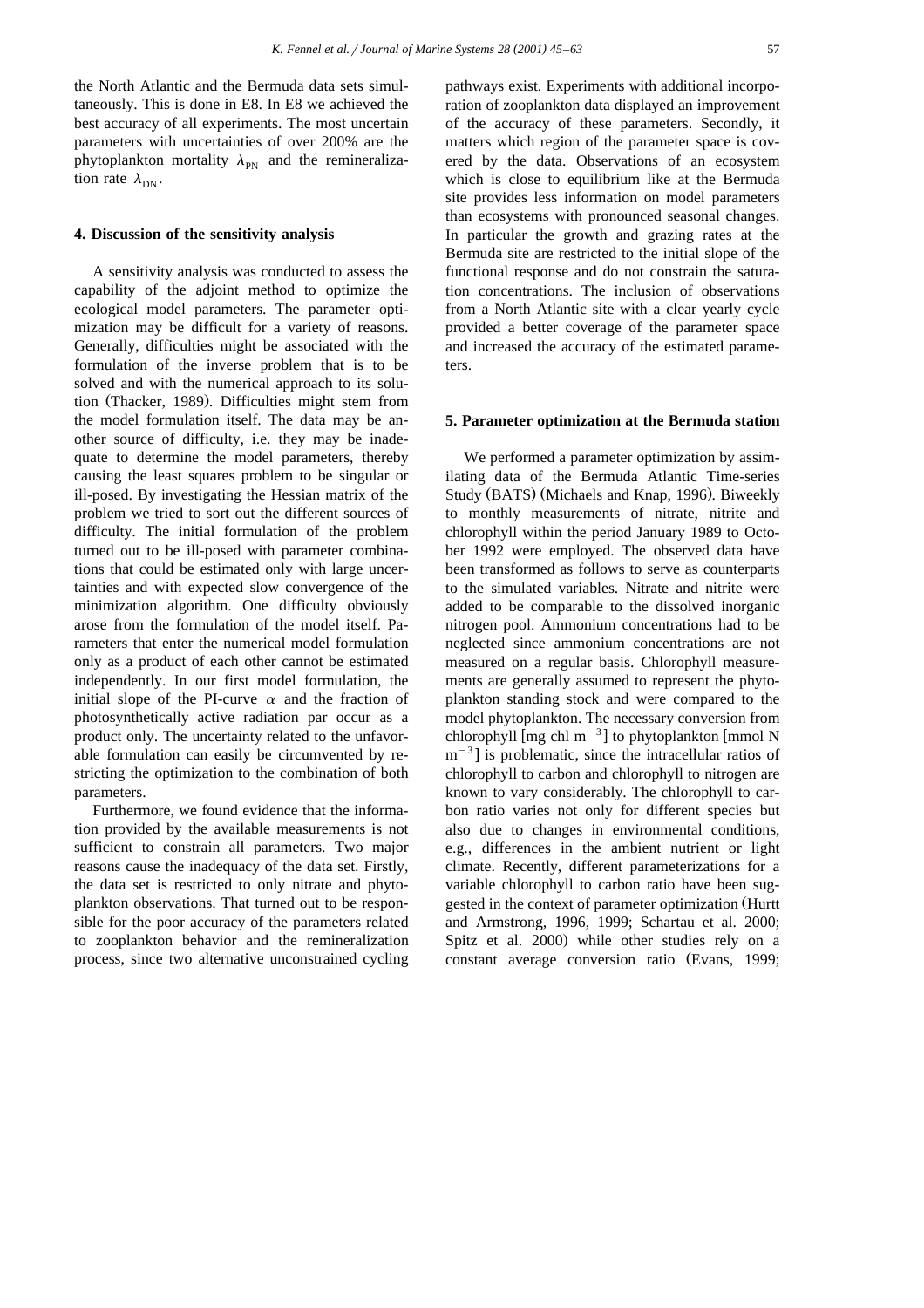the North Atlantic and the Bermuda data sets simultaneously. This is done in E8. In E8 we achieved the best accuracy of all experiments. The most uncertain parameters with uncertainties of over 200% are the phytoplankton mortality $\lambda_{PN}$ and the remineralization rate $\lambda_{DN}$.

## 4. Discussion of the sensitivity analysis

A sensitivity analysis was conducted to assess the capability of the adjoint method to optimize the ecological model parameters. The parameter optimization may be difficult for a variety of reasons. Generally, difficulties might be associated with the formulation of the inverse problem that is to be solved and with the numerical approach to its solution (Thacker, 1989). Difficulties might stem from the model formulation itself. The data may be another source of difficulty, i.e. they may be inadequate to determine the model parameters, thereby causing the least squares problem to be singular or ill-posed. By investigating the Hessian matrix of the problem we tried to sort out the different sources of difficulty. The initial formulation of the problem turned out to be ill-posed with parameter combinations that could be estimated only with large uncertainties and with expected slow convergence of the minimization algorithm. One difficulty obviously arose from the formulation of the model itself. Parameters that enter the numerical model formulation only as a product of each other cannot be estimated independently. In our first model formulation, the initial slope of the PI-curve $\alpha$ and the fraction of photosynthetically active radiation par occur as a product only. The uncertainty related to the unfavorable formulation can easily be circumvented by restricting the optimization to the combination of both parameters.

Furthermore, we found evidence that the information provided by the available measurements is not sufficient to constrain all parameters. Two major reasons cause the inadequacy of the data set. Firstly, the data set is restricted to only nitrate and phytoplankton observations. That turned out to be responsible for the poor accuracy of the parameters related to zooplankton behavior and the remineralization process, since two alternative unconstrained cycling pathways exist. Experiments with additional incorporation of zooplankton data displayed an improvement of the accuracy of these parameters. Secondly, it matters which region of the parameter space is covered by the data. Observations of an ecosystem which is close to equilibrium like at the Bermuda site provides less information on model parameters than ecosystems with pronounced seasonal changes. In particular the growth and grazing rates at the Bermuda site are restricted to the initial slope of the functional response and do not constrain the saturation concentrations. The inclusion of observations from a North Atlantic site with a clear yearly cycle provided a better coverage of the parameter space and increased the accuracy of the estimated parameters.

## 5. Parameter optimization at the Bermuda station

We performed a parameter optimization by assimilating data of the Bermuda Atlantic Time-series Study (BATS) (Michaels and Knap, 1996). Biweekly to monthly measurements of nitrate, nitrite and chlorophyll within the period January 1989 to October 1992 were employed. The observed data have been transformed as follows to serve as counterparts to the simulated variables. Nitrate and nitrite were added to be comparable to the dissolved inorganic nitrogen pool. Ammonium concentrations had to be neglected since ammonium concentrations are not measured on a regular basis. Chlorophyll measurements are generally assumed to represent the phytoplankton standing stock and were compared to the model phytoplankton. The necessary conversion from chlorophyll [mg chl $m^{-3}$] to phytoplankton [mmol N $m^{-3}$] is problematic, since the intracellular ratios of chlorophyll to carbon and chlorophyll to nitrogen are known to vary considerably. The chlorophyll to carbon ratio varies not only for different species but also due to changes in environmental conditions, e.g., differences in the ambient nutrient or light climate. Recently, different parameterizations for a variable chlorophyll to carbon ratio have been suggested in the context of parameter optimization (Hurtt and Armstrong, 1996, 1999; Schartau et al. 2000; Spitz et al. 2000) while other studies rely on a constant average conversion ratio (Evans, 1999;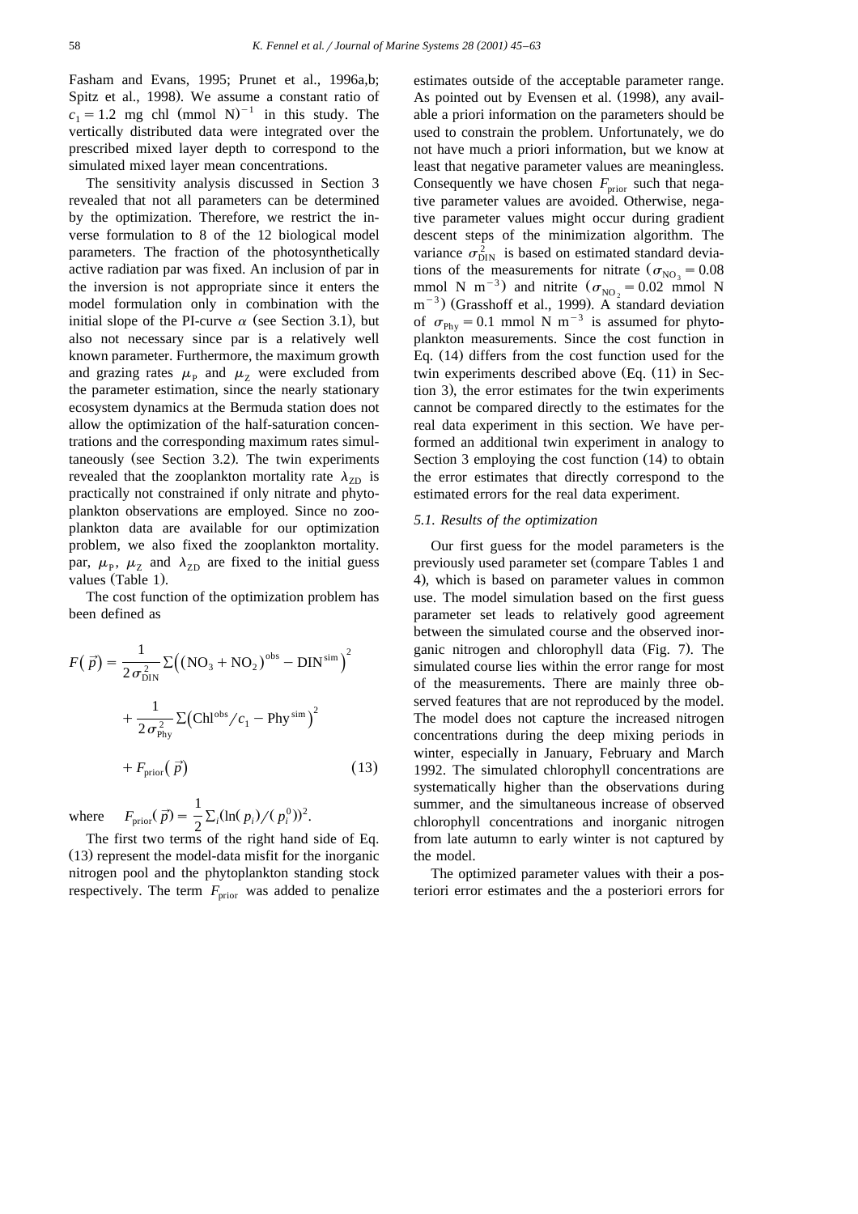Fasham and Evans, 1995; Prunet et al., 1996a,b; Spitz et al., 1998). We assume a constant ratio of $c_1 = 1.2$ mg chl (mmol N)$^{-1}$ in this study. The vertically distributed data were integrated over the prescribed mixed layer depth to correspond to the simulated mixed layer mean concentrations.

The sensitivity analysis discussed in Section 3 revealed that not all parameters can be determined by the optimization. Therefore, we restrict the inverse formulation to 8 of the 12 biological model parameters. The fraction of the photosynthetically active radiation par was fixed. An inclusion of par in the inversion is not appropriate since it enters the model formulation only in combination with the initial slope of the PI-curve $\alpha$ (see Section 3.1), but also not necessary since par is a relatively well known parameter. Furthermore, the maximum growth and grazing rates $\mu_P$ and $\mu_Z$ were excluded from the parameter estimation, since the nearly stationary ecosystem dynamics at the Bermuda station does not allow the optimization of the half-saturation concentrations and the corresponding maximum rates simultaneously (see Section 3.2). The twin experiments revealed that the zooplankton mortality rate $\lambda_{ZD}$ is practically not constrained if only nitrate and phytoplankton observations are employed. Since no zooplankton data are available for our optimization problem, we also fixed the zooplankton mortality. par, $\mu_P$, $\mu_Z$ and $\lambda_{ZD}$ are fixed to the initial guess values (Table 1).

The cost function of the optimization problem has been defined as

$$F(\vec{p}) = \frac{1}{2\sigma_{\mathrm{DIN}}^2}\Sigma\left((\mathrm{NO_3}+\mathrm{NO_2})^{\mathrm{obs}} - \mathrm{DIN}^{\mathrm{sim}}\right)^2 + \frac{1}{2\sigma_{\mathrm{Phy}}^2}\Sigma\left(\mathrm{Chl}^{\mathrm{obs}}/c_1 - \mathrm{Phy}^{\mathrm{sim}}\right)^2 + F_{\mathrm{prior}}(\vec{p}) \qquad (13)$$

where $F_{\mathrm{prior}}(\vec{p}) = \frac{1}{2}\Sigma_i(\ln(p_i)/(p_i^0))^2$.

The first two terms of the right hand side of Eq. (13) represent the model-data misfit for the inorganic nitrogen pool and the phytoplankton standing stock respectively. The term $F_{\mathrm{prior}}$ was added to penalize estimates outside of the acceptable parameter range. As pointed out by Evensen et al. (1998), any available a priori information on the parameters should be used to constrain the problem. Unfortunately, we do not have much a priori information, but we know at least that negative parameter values are meaningless. Consequently we have chosen $F_{\mathrm{prior}}$ such that negative parameter values are avoided. Otherwise, negative parameter values might occur during gradient descent steps of the minimization algorithm. The variance $\sigma_{\mathrm{DIN}}^2$ is based on estimated standard deviations of the measurements for nitrate ($\sigma_{\mathrm{NO_3}} = 0.08$ mmol N m$^{-3}$) and nitrite ($\sigma_{\mathrm{NO_2}} = 0.02$ mmol N m$^{-3}$) (Grasshoff et al., 1999). A standard deviation of $\sigma_{\mathrm{Phy}} = 0.1$ mmol N m$^{-3}$ is assumed for phytoplankton measurements. Since the cost function in Eq. (14) differs from the cost function used for the twin experiments described above (Eq. (11) in Section 3), the error estimates for the twin experiments cannot be compared directly to the estimates for the real data experiment in this section. We have performed an additional twin experiment in analogy to Section 3 employing the cost function (14) to obtain the error estimates that directly correspond to the estimated errors for the real data experiment.

### 5.1. Results of the optimization

Our first guess for the model parameters is the previously used parameter set (compare Tables 1 and 4), which is based on parameter values in common use. The model simulation based on the first guess parameter set leads to relatively good agreement between the simulated course and the observed inorganic nitrogen and chlorophyll data (Fig. 7). The simulated course lies within the error range for most of the measurements. There are mainly three observed features that are not reproduced by the model. The model does not capture the increased nitrogen concentrations during the deep mixing periods in winter, especially in January, February and March 1992. The simulated chlorophyll concentrations are systematically higher than the observations during summer, and the simultaneous increase of observed chlorophyll concentrations and inorganic nitrogen from late autumn to early winter is not captured by the model.

The optimized parameter values with their a posteriori error estimates and the a posteriori errors for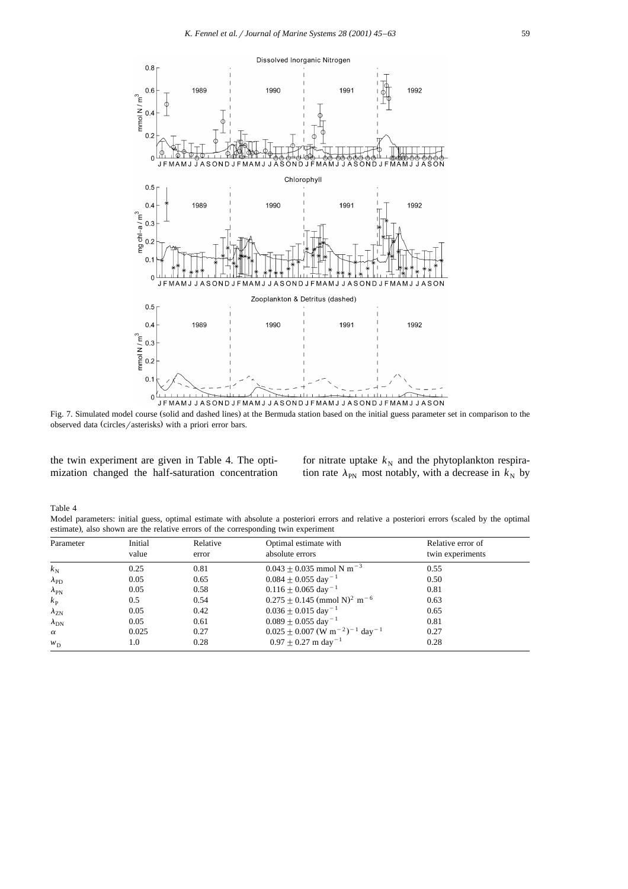Fig. 7. Simulated model course (solid and dashed lines) at the Bermuda station based on the initial guess parameter set in comparison to the observed data (circles/asterisks) with a priori error bars.

the twin experiment are given in Table 4. The optimization changed the half-saturation concentration for nitrate uptake $k_N$ and the phytoplankton respiration rate $\lambda_{PN}$ most notably, with a decrease in $k_N$ by

Table 4

Model parameters: initial guess, optimal estimate with absolute a posteriori errors and relative a posteriori errors (scaled by the optimal estimate), also shown are the relative errors of the corresponding twin experiment

| Parameter | Initial value | Relative error | Optimal estimate with absolute errors | Relative error of twin experiments |
|---|---|---|---|---|
| $k_N$ | 0.25 | 0.81 | $0.043 \pm 0.035$ mmol N m$^{-3}$ | 0.55 |
| $\lambda_{PD}$ | 0.05 | 0.65 | $0.084 \pm 0.055$ day$^{-1}$ | 0.50 |
| $\lambda_{PN}$ | 0.05 | 0.58 | $0.116 \pm 0.065$ day$^{-1}$ | 0.81 |
| $k_P$ | 0.5 | 0.54 | $0.275 \pm 0.145$ (mmol N)$^2$ m$^{-6}$ | 0.63 |
| $\lambda_{ZN}$ | 0.05 | 0.42 | $0.036 \pm 0.015$ day$^{-1}$ | 0.65 |
| $\lambda_{DN}$ | 0.05 | 0.61 | $0.089 \pm 0.055$ day$^{-1}$ | 0.81 |
| $\alpha$ | 0.025 | 0.27 | $0.025 \pm 0.007$ (W m$^{-2}$)$^{-1}$ day$^{-1}$ | 0.27 |
| $w_D$ | 1.0 | 0.28 | $0.97 \pm 0.27$ m day$^{-1}$ | 0.28 |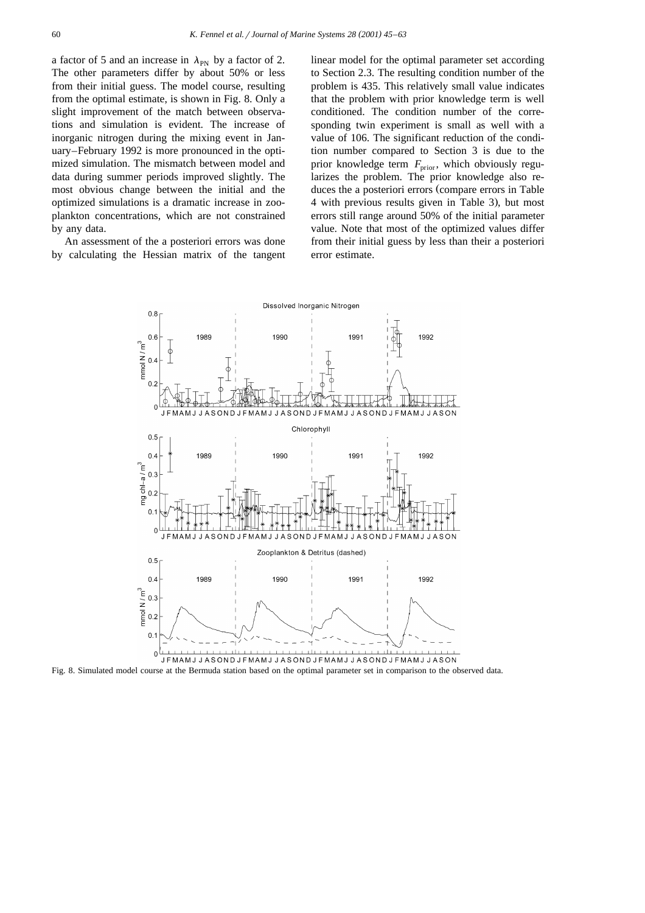a factor of 5 and an increase in $\lambda_{PN}$ by a factor of 2. The other parameters differ by about 50% or less from their initial guess. The model course, resulting from the optimal estimate, is shown in Fig. 8. Only a slight improvement of the match between observations and simulation is evident. The increase of inorganic nitrogen during the mixing event in January–February 1992 is more pronounced in the optimized simulation. The mismatch between model and data during summer periods improved slightly. The most obvious change between the initial and the optimized simulations is a dramatic increase in zooplankton concentrations, which are not constrained by any data.

An assessment of the a posteriori errors was done by calculating the Hessian matrix of the tangent linear model for the optimal parameter set according to Section 2.3. The resulting condition number of the problem is 435. This relatively small value indicates that the problem with prior knowledge term is well conditioned. The condition number of the corresponding twin experiment is small as well with a value of 106. The significant reduction of the condition number compared to Section 3 is due to the prior knowledge term $F_{prior}$, which obviously regularizes the problem. The prior knowledge also reduces the a posteriori errors (compare errors in Table 4 with previous results given in Table 3), but most errors still range around 50% of the initial parameter value. Note that most of the optimized values differ from their initial guess by less than their a posteriori error estimate.

Fig. 8. Simulated model course at the Bermuda station based on the optimal parameter set in comparison to the observed data.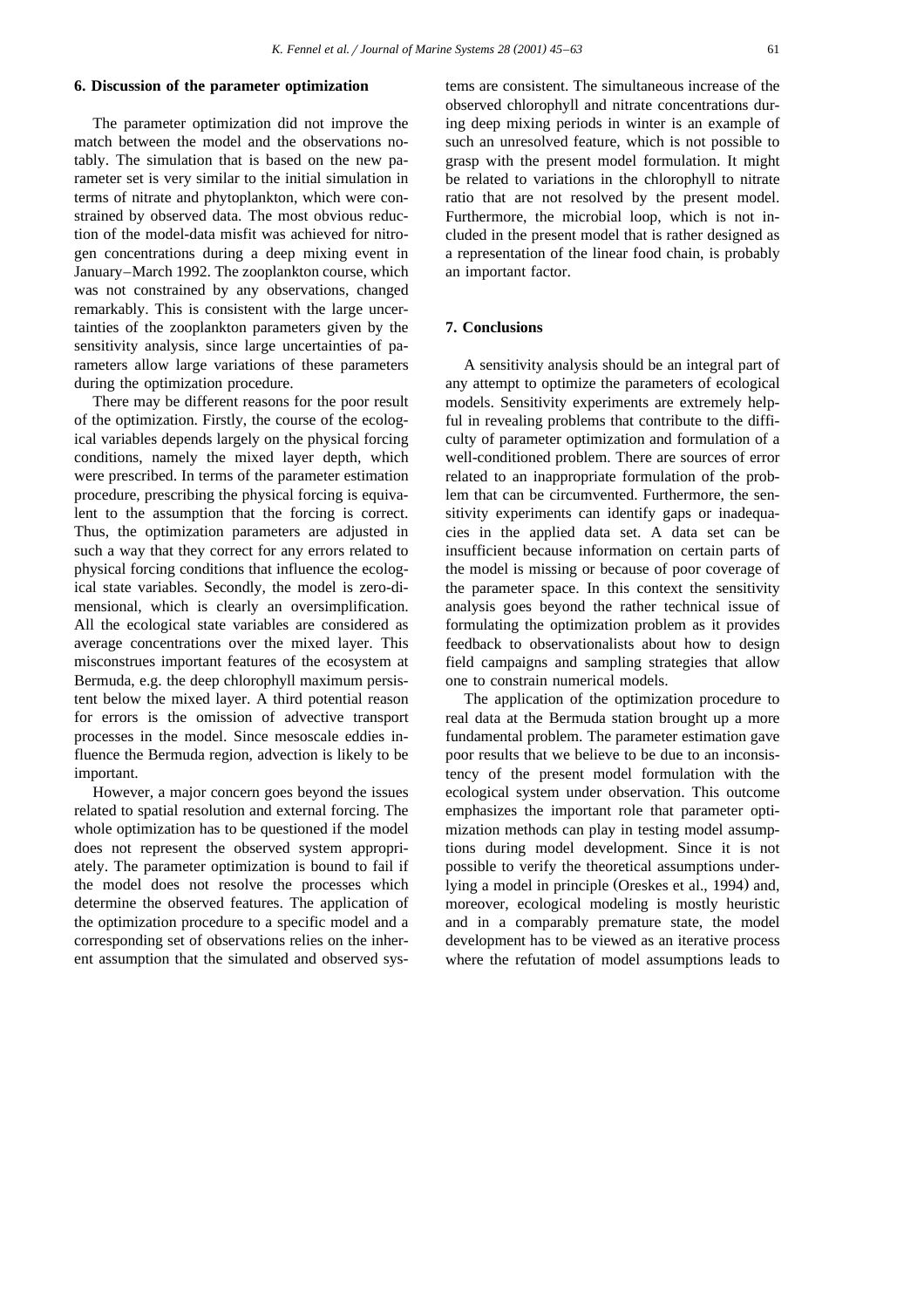## 6. Discussion of the parameter optimization

The parameter optimization did not improve the match between the model and the observations notably. The simulation that is based on the new parameter set is very similar to the initial simulation in terms of nitrate and phytoplankton, which were constrained by observed data. The most obvious reduction of the model-data misfit was achieved for nitrogen concentrations during a deep mixing event in January–March 1992. The zooplankton course, which was not constrained by any observations, changed remarkably. This is consistent with the large uncertainties of the zooplankton parameters given by the sensitivity analysis, since large uncertainties of parameters allow large variations of these parameters during the optimization procedure.

There may be different reasons for the poor result of the optimization. Firstly, the course of the ecological variables depends largely on the physical forcing conditions, namely the mixed layer depth, which were prescribed. In terms of the parameter estimation procedure, prescribing the physical forcing is equivalent to the assumption that the forcing is correct. Thus, the optimization parameters are adjusted in such a way that they correct for any errors related to physical forcing conditions that influence the ecological state variables. Secondly, the model is zero-dimensional, which is clearly an oversimplification. All the ecological state variables are considered as average concentrations over the mixed layer. This misconstrues important features of the ecosystem at Bermuda, e.g. the deep chlorophyll maximum persistent below the mixed layer. A third potential reason for errors is the omission of advective transport processes in the model. Since mesoscale eddies influence the Bermuda region, advection is likely to be important.

However, a major concern goes beyond the issues related to spatial resolution and external forcing. The whole optimization has to be questioned if the model does not represent the observed system appropriately. The parameter optimization is bound to fail if the model does not resolve the processes which determine the observed features. The application of the optimization procedure to a specific model and a corresponding set of observations relies on the inherent assumption that the simulated and observed systems are consistent. The simultaneous increase of the observed chlorophyll and nitrate concentrations during deep mixing periods in winter is an example of such an unresolved feature, which is not possible to grasp with the present model formulation. It might be related to variations in the chlorophyll to nitrate ratio that are not resolved by the present model. Furthermore, the microbial loop, which is not included in the present model that is rather designed as a representation of the linear food chain, is probably an important factor.

## 7. Conclusions

A sensitivity analysis should be an integral part of any attempt to optimize the parameters of ecological models. Sensitivity experiments are extremely helpful in revealing problems that contribute to the difficulty of parameter optimization and formulation of a well-conditioned problem. There are sources of error related to an inappropriate formulation of the problem that can be circumvented. Furthermore, the sensitivity experiments can identify gaps or inadequacies in the applied data set. A data set can be insufficient because information on certain parts of the model is missing or because of poor coverage of the parameter space. In this context the sensitivity analysis goes beyond the rather technical issue of formulating the optimization problem as it provides feedback to observationalists about how to design field campaigns and sampling strategies that allow one to constrain numerical models.

The application of the optimization procedure to real data at the Bermuda station brought up a more fundamental problem. The parameter estimation gave poor results that we believe to be due to an inconsistency of the present model formulation with the ecological system under observation. This outcome emphasizes the important role that parameter optimization methods can play in testing model assumptions during model development. Since it is not possible to verify the theoretical assumptions underlying a model in principle (Oreskes et al., 1994) and, moreover, ecological modeling is mostly heuristic and in a comparably premature state, the model development has to be viewed as an iterative process where the refutation of model assumptions leads to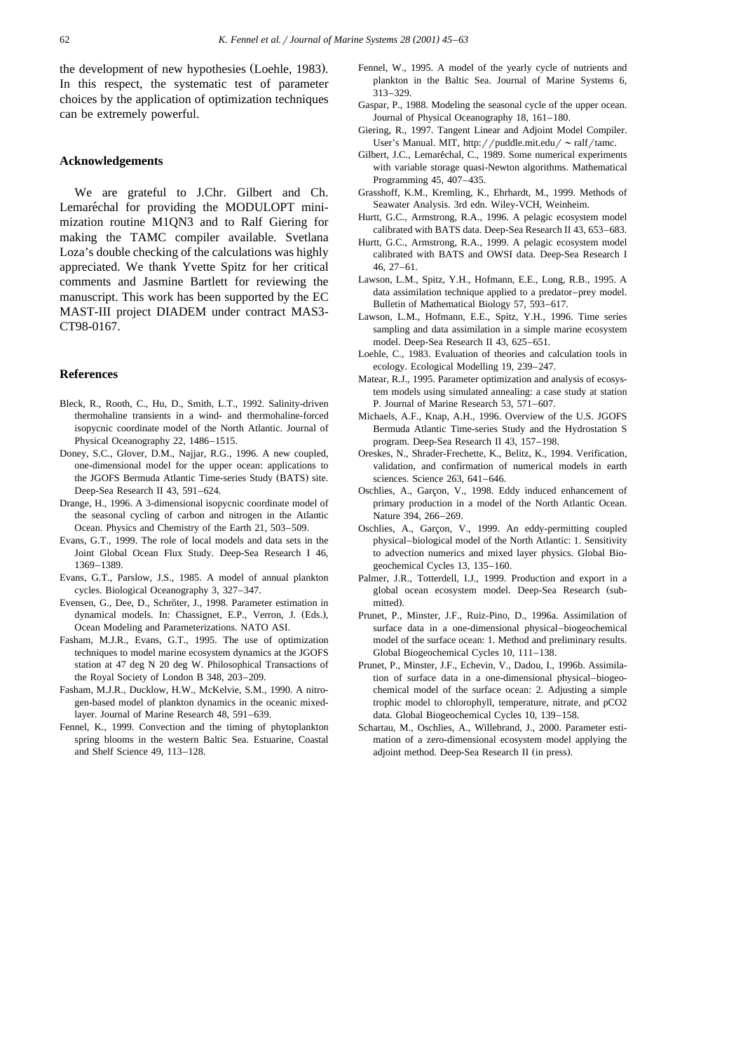the development of new hypotheses (Loehle, 1983). In this respect, the systematic test of parameter choices by the application of optimization techniques can be extremely powerful.

## Acknowledgements

We are grateful to J.Chr. Gilbert and Ch. Lemaréchal for providing the MODULOPT minimization routine M1QN3 and to Ralf Giering for making the TAMC compiler available. Svetlana Loza's double checking of the calculations was highly appreciated. We thank Yvette Spitz for her critical comments and Jasmine Bartlett for reviewing the manuscript. This work has been supported by the EC MAST-III project DIADEM under contract MAS3-CT98-0167.

## References

- Bleck, R., Rooth, C., Hu, D., Smith, L.T., 1992. Salinity-driven thermohaline transients in a wind- and thermohaline-forced isopycnic coordinate model of the North Atlantic. Journal of Physical Oceanography 22, 1486–1515.
- Doney, S.C., Glover, D.M., Najjar, R.G., 1996. A new coupled, one-dimensional model for the upper ocean: applications to the JGOFS Bermuda Atlantic Time-series Study (BATS) site. Deep-Sea Research II 43, 591–624.
- Drange, H., 1996. A 3-dimensional isopycnic coordinate model of the seasonal cycling of carbon and nitrogen in the Atlantic Ocean. Physics and Chemistry of the Earth 21, 503–509.
- Evans, G.T., 1999. The role of local models and data sets in the Joint Global Ocean Flux Study. Deep-Sea Research I 46, 1369–1389.
- Evans, G.T., Parslow, J.S., 1985. A model of annual plankton cycles. Biological Oceanography 3, 327–347.
- Evensen, G., Dee, D., Schröter, J., 1998. Parameter estimation in dynamical models. In: Chassignet, E.P., Verron, J. (Eds.), Ocean Modeling and Parameterizations. NATO ASI.
- Fasham, M.J.R., Evans, G.T., 1995. The use of optimization techniques to model marine ecosystem dynamics at the JGOFS station at 47 deg N 20 deg W. Philosophical Transactions of the Royal Society of London B 348, 203–209.
- Fasham, M.J.R., Ducklow, H.W., McKelvie, S.M., 1990. A nitrogen-based model of plankton dynamics in the oceanic mixed-layer. Journal of Marine Research 48, 591–639.
- Fennel, K., 1999. Convection and the timing of phytoplankton spring blooms in the western Baltic Sea. Estuarine, Coastal and Shelf Science 49, 113–128.
- Fennel, W., 1995. A model of the yearly cycle of nutrients and plankton in the Baltic Sea. Journal of Marine Systems 6, 313–329.
- Gaspar, P., 1988. Modeling the seasonal cycle of the upper ocean. Journal of Physical Oceanography 18, 161–180.
- Giering, R., 1997. Tangent Linear and Adjoint Model Compiler. User's Manual. MIT, http://puddle.mit.edu/~ralf/tamc.
- Gilbert, J.C., Lemaréchal, C., 1989. Some numerical experiments with variable storage quasi-Newton algorithms. Mathematical Programming 45, 407–435.
- Grasshoff, K.M., Kremling, K., Ehrhardt, M., 1999. Methods of Seawater Analysis. 3rd edn. Wiley-VCH, Weinheim.
- Hurtt, G.C., Armstrong, R.A., 1996. A pelagic ecosystem model calibrated with BATS data. Deep-Sea Research II 43, 653–683.
- Hurtt, G.C., Armstrong, R.A., 1999. A pelagic ecosystem model calibrated with BATS and OWSI data. Deep-Sea Research I 46, 27–61.
- Lawson, L.M., Spitz, Y.H., Hofmann, E.E., Long, R.B., 1995. A data assimilation technique applied to a predator–prey model. Bulletin of Mathematical Biology 57, 593–617.
- Lawson, L.M., Hofmann, E.E., Spitz, Y.H., 1996. Time series sampling and data assimilation in a simple marine ecosystem model. Deep-Sea Research II 43, 625–651.
- Loehle, C., 1983. Evaluation of theories and calculation tools in ecology. Ecological Modelling 19, 239–247.
- Matear, R.J., 1995. Parameter optimization and analysis of ecosystem models using simulated annealing: a case study at station P. Journal of Marine Research 53, 571–607.
- Michaels, A.F., Knap, A.H., 1996. Overview of the U.S. JGOFS Bermuda Atlantic Time-series Study and the Hydrostation S program. Deep-Sea Research II 43, 157–198.
- Oreskes, N., Shrader-Frechette, K., Belitz, K., 1994. Verification, validation, and confirmation of numerical models in earth sciences. Science 263, 641–646.
- Oschlies, A., Garçon, V., 1998. Eddy induced enhancement of primary production in a model of the North Atlantic Ocean. Nature 394, 266–269.
- Oschlies, A., Garçon, V., 1999. An eddy-permitting coupled physical–biological model of the North Atlantic: 1. Sensitivity to advection numerics and mixed layer physics. Global Biogeochemical Cycles 13, 135–160.
- Palmer, J.R., Totterdell, I.J., 1999. Production and export in a global ocean ecosystem model. Deep-Sea Research (submitted).
- Prunet, P., Minster, J.F., Ruiz-Pino, D., 1996a. Assimilation of surface data in a one-dimensional physical–biogeochemical model of the surface ocean: 1. Method and preliminary results. Global Biogeochemical Cycles 10, 111–138.
- Prunet, P., Minster, J.F., Echevin, V., Dadou, I., 1996b. Assimilation of surface data in a one-dimensional physical–biogeochemical model of the surface ocean: 2. Adjusting a simple trophic model to chlorophyll, temperature, nitrate, and pCO2 data. Global Biogeochemical Cycles 10, 139–158.
- Schartau, M., Oschlies, A., Willebrand, J., 2000. Parameter estimation of a zero-dimensional ecosystem model applying the adjoint method. Deep-Sea Research II (in press).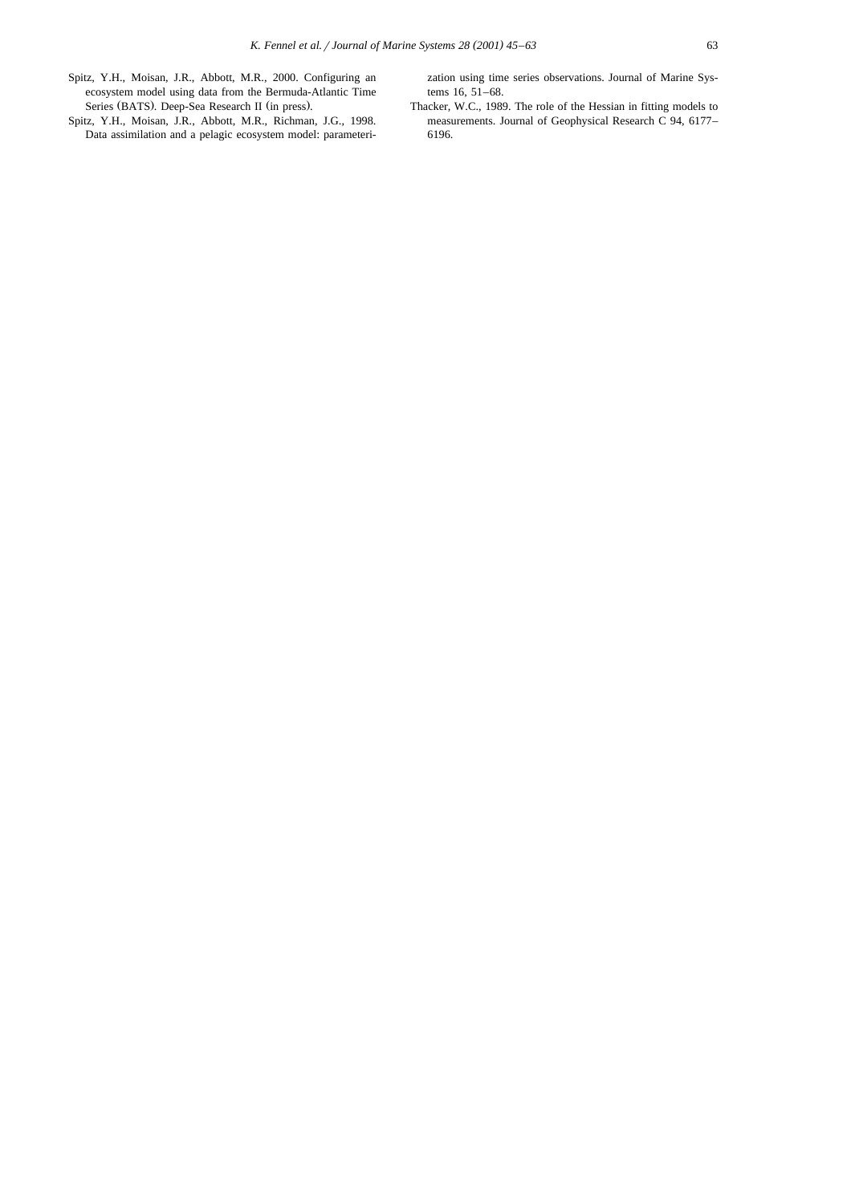Spitz, Y.H., Moisan, J.R., Abbott, M.R., 2000. Configuring an ecosystem model using data from the Bermuda-Atlantic Time Series (BATS). Deep-Sea Research II (in press).

Spitz, Y.H., Moisan, J.R., Abbott, M.R., Richman, J.G., 1998. Data assimilation and a pelagic ecosystem model: parameterization using time series observations. Journal of Marine Systems 16, 51–68.

Thacker, W.C., 1989. The role of the Hessian in fitting models to measurements. Journal of Geophysical Research C 94, 6177–6196.